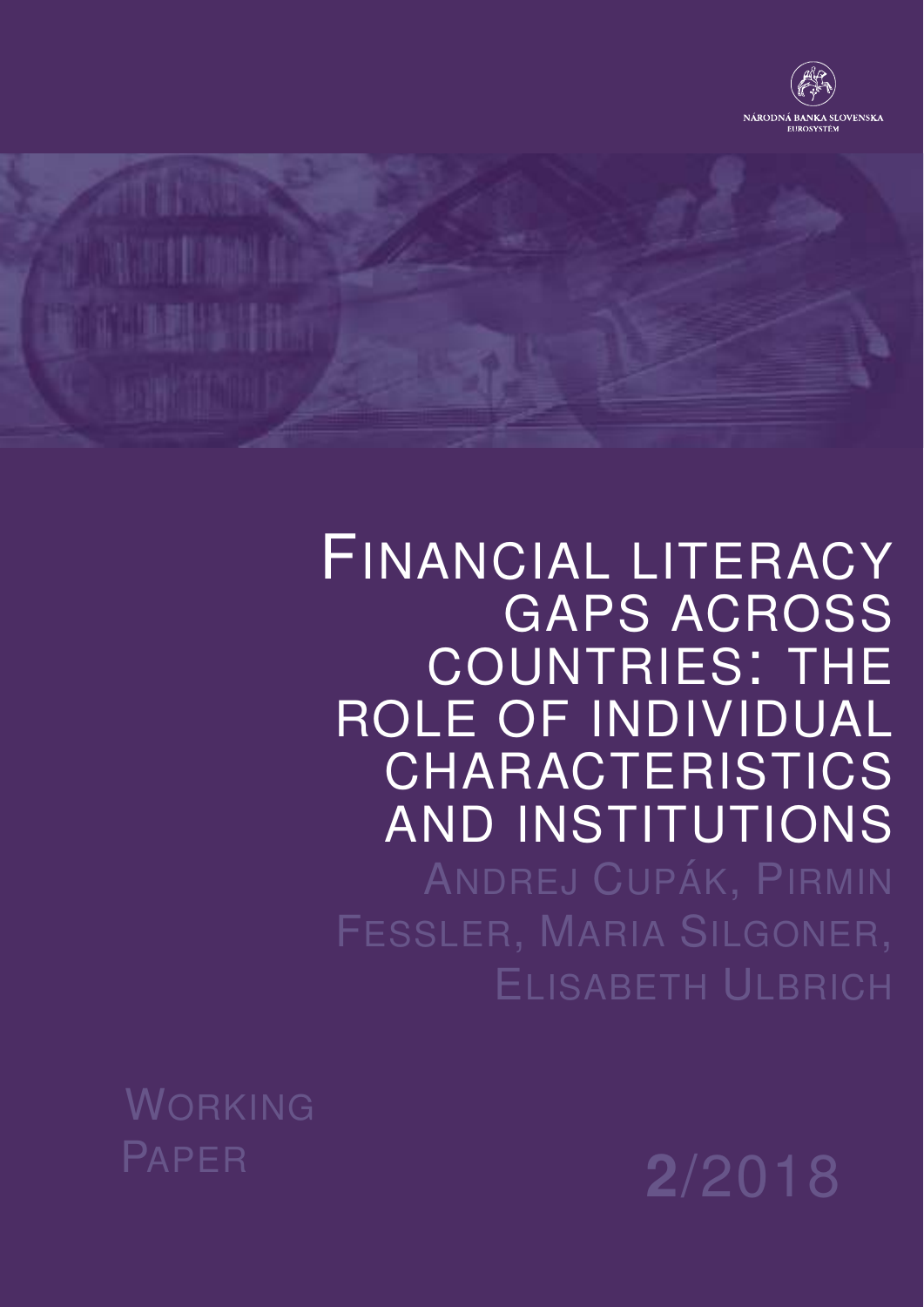NÁRODNÁ BANKA SLOVENSKA
EUROSYSTÉM

# Financial literacy gaps across countries: the role of individual characteristics and institutions

Andrej Cupák, Pirmin Fessler, Maria Silgoner, Elisabeth Ulbrich

Working Paper

2/2018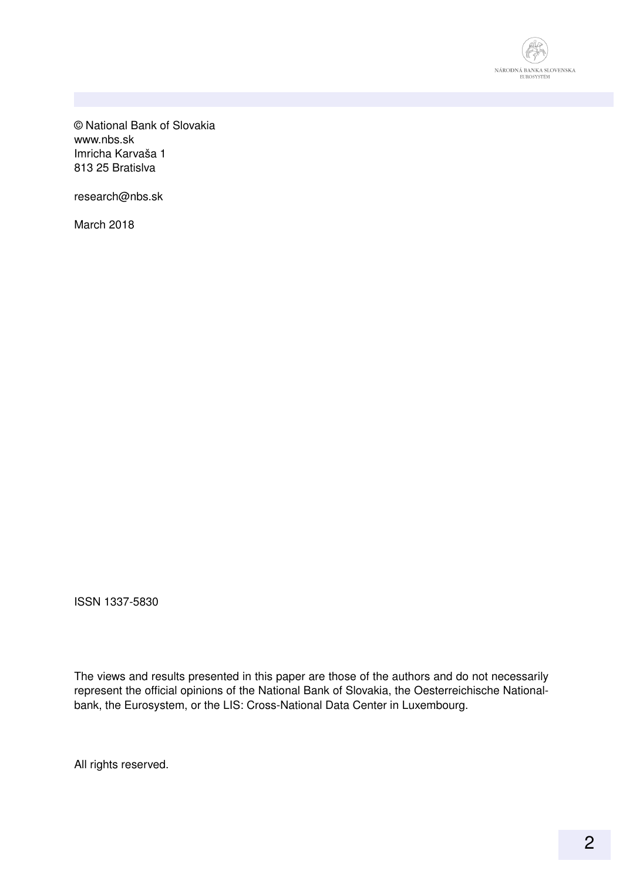© National Bank of Slovakia
www.nbs.sk
Imricha Karvaša 1
813 25 Bratislva

research@nbs.sk

March 2018

ISSN 1337-5830

The views and results presented in this paper are those of the authors and do not necessarily represent the official opinions of the National Bank of Slovakia, the Oesterreichische Nationalbank, the Eurosystem, or the LIS: Cross-National Data Center in Luxembourg.

All rights reserved.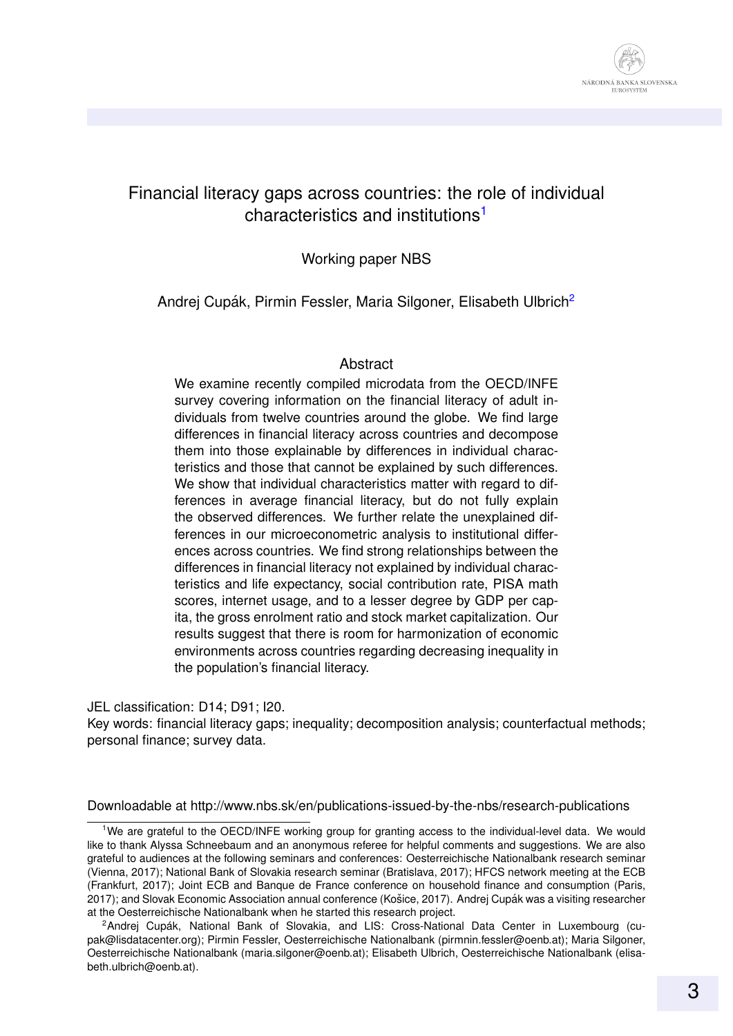# Financial literacy gaps across countries: the role of individual characteristics and institutions[1]

Working paper NBS

Andrej Cupák, Pirmin Fessler, Maria Silgoner, Elisabeth Ulbrich[2]

## Abstract

We examine recently compiled microdata from the OECD/INFE survey covering information on the financial literacy of adult individuals from twelve countries around the globe. We find large differences in financial literacy across countries and decompose them into those explainable by differences in individual characteristics and those that cannot be explained by such differences. We show that individual characteristics matter with regard to differences in average financial literacy, but do not fully explain the observed differences. We further relate the unexplained differences in our microeconometric analysis to institutional differences across countries. We find strong relationships between the differences in financial literacy not explained by individual characteristics and life expectancy, social contribution rate, PISA math scores, internet usage, and to a lesser degree by GDP per capita, the gross enrolment ratio and stock market capitalization. Our results suggest that there is room for harmonization of economic environments across countries regarding decreasing inequality in the population's financial literacy.

JEL classification: D14; D91; I20.

Key words: financial literacy gaps; inequality; decomposition analysis; counterfactual methods; personal finance; survey data.

Downloadable at http://www.nbs.sk/en/publications-issued-by-the-nbs/research-publications

---

[1] We are grateful to the OECD/INFE working group for granting access to the individual-level data. We would like to thank Alyssa Schneebaum and an anonymous referee for helpful comments and suggestions. We are also grateful to audiences at the following seminars and conferences: Oesterreichische Nationalbank research seminar (Vienna, 2017); National Bank of Slovakia research seminar (Bratislava, 2017); HFCS network meeting at the ECB (Frankfurt, 2017); Joint ECB and Banque de France conference on household finance and consumption (Paris, 2017); and Slovak Economic Association annual conference (Košice, 2017). Andrej Cupák was a visiting researcher at the Oesterreichische Nationalbank when he started this research project.

[2] Andrej Cupák, National Bank of Slovakia, and LIS: Cross-National Data Center in Luxembourg (cupak@lisdatacenter.org); Pirmin Fessler, Oesterreichische Nationalbank (pirmnin.fessler@oenb.at); Maria Silgoner, Oesterreichische Nationalbank (maria.silgoner@oenb.at); Elisabeth Ulbrich, Oesterreichische Nationalbank (elisabeth.ulbrich@oenb.at).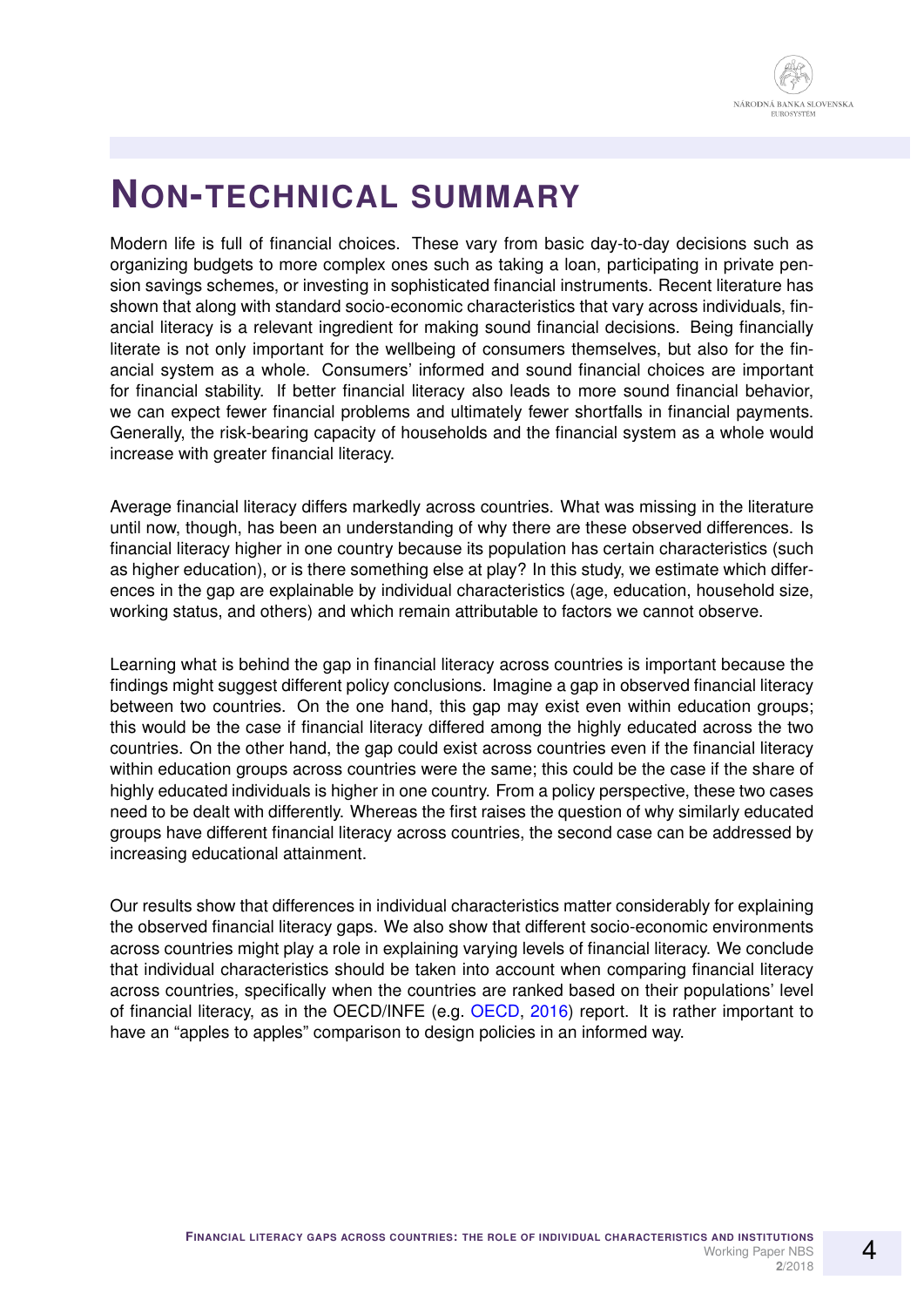# NON-TECHNICAL SUMMARY

Modern life is full of financial choices. These vary from basic day-to-day decisions such as organizing budgets to more complex ones such as taking a loan, participating in private pension savings schemes, or investing in sophisticated financial instruments. Recent literature has shown that along with standard socio-economic characteristics that vary across individuals, financial literacy is a relevant ingredient for making sound financial decisions. Being financially literate is not only important for the wellbeing of consumers themselves, but also for the financial system as a whole. Consumers' informed and sound financial choices are important for financial stability. If better financial literacy also leads to more sound financial behavior, we can expect fewer financial problems and ultimately fewer shortfalls in financial payments. Generally, the risk-bearing capacity of households and the financial system as a whole would increase with greater financial literacy.

Average financial literacy differs markedly across countries. What was missing in the literature until now, though, has been an understanding of why there are these observed differences. Is financial literacy higher in one country because its population has certain characteristics (such as higher education), or is there something else at play? In this study, we estimate which differences in the gap are explainable by individual characteristics (age, education, household size, working status, and others) and which remain attributable to factors we cannot observe.

Learning what is behind the gap in financial literacy across countries is important because the findings might suggest different policy conclusions. Imagine a gap in observed financial literacy between two countries. On the one hand, this gap may exist even within education groups; this would be the case if financial literacy differed among the highly educated across the two countries. On the other hand, the gap could exist across countries even if the financial literacy within education groups across countries were the same; this could be the case if the share of highly educated individuals is higher in one country. From a policy perspective, these two cases need to be dealt with differently. Whereas the first raises the question of why similarly educated groups have different financial literacy across countries, the second case can be addressed by increasing educational attainment.

Our results show that differences in individual characteristics matter considerably for explaining the observed financial literacy gaps. We also show that different socio-economic environments across countries might play a role in explaining varying levels of financial literacy. We conclude that individual characteristics should be taken into account when comparing financial literacy across countries, specifically when the countries are ranked based on their populations' level of financial literacy, as in the OECD/INFE (e.g. OECD, 2016) report. It is rather important to have an "apples to apples" comparison to design policies in an informed way.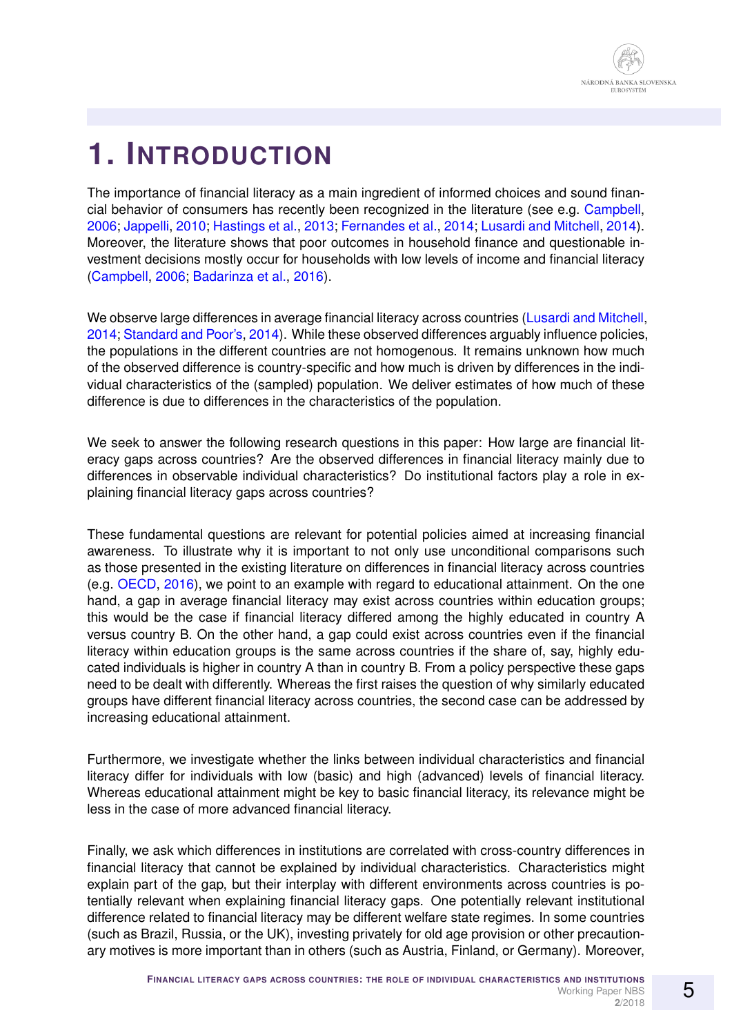# 1. INTRODUCTION

The importance of financial literacy as a main ingredient of informed choices and sound financial behavior of consumers has recently been recognized in the literature (see e.g. Campbell, 2006; Jappelli, 2010; Hastings et al., 2013; Fernandes et al., 2014; Lusardi and Mitchell, 2014). Moreover, the literature shows that poor outcomes in household finance and questionable investment decisions mostly occur for households with low levels of income and financial literacy (Campbell, 2006; Badarinza et al., 2016).

We observe large differences in average financial literacy across countries (Lusardi and Mitchell, 2014; Standard and Poor's, 2014). While these observed differences arguably influence policies, the populations in the different countries are not homogenous. It remains unknown how much of the observed difference is country-specific and how much is driven by differences in the individual characteristics of the (sampled) population. We deliver estimates of how much of these difference is due to differences in the characteristics of the population.

We seek to answer the following research questions in this paper: How large are financial literacy gaps across countries? Are the observed differences in financial literacy mainly due to differences in observable individual characteristics? Do institutional factors play a role in explaining financial literacy gaps across countries?

These fundamental questions are relevant for potential policies aimed at increasing financial awareness. To illustrate why it is important to not only use unconditional comparisons such as those presented in the existing literature on differences in financial literacy across countries (e.g. OECD, 2016), we point to an example with regard to educational attainment. On the one hand, a gap in average financial literacy may exist across countries within education groups; this would be the case if financial literacy differed among the highly educated in country A versus country B. On the other hand, a gap could exist across countries even if the financial literacy within education groups is the same across countries if the share of, say, highly educated individuals is higher in country A than in country B. From a policy perspective these gaps need to be dealt with differently. Whereas the first raises the question of why similarly educated groups have different financial literacy across countries, the second case can be addressed by increasing educational attainment.

Furthermore, we investigate whether the links between individual characteristics and financial literacy differ for individuals with low (basic) and high (advanced) levels of financial literacy. Whereas educational attainment might be key to basic financial literacy, its relevance might be less in the case of more advanced financial literacy.

Finally, we ask which differences in institutions are correlated with cross-country differences in financial literacy that cannot be explained by individual characteristics. Characteristics might explain part of the gap, but their interplay with different environments across countries is potentially relevant when explaining financial literacy gaps. One potentially relevant institutional difference related to financial literacy may be different welfare state regimes. In some countries (such as Brazil, Russia, or the UK), investing privately for old age provision or other precautionary motives is more important than in others (such as Austria, Finland, or Germany). Moreover,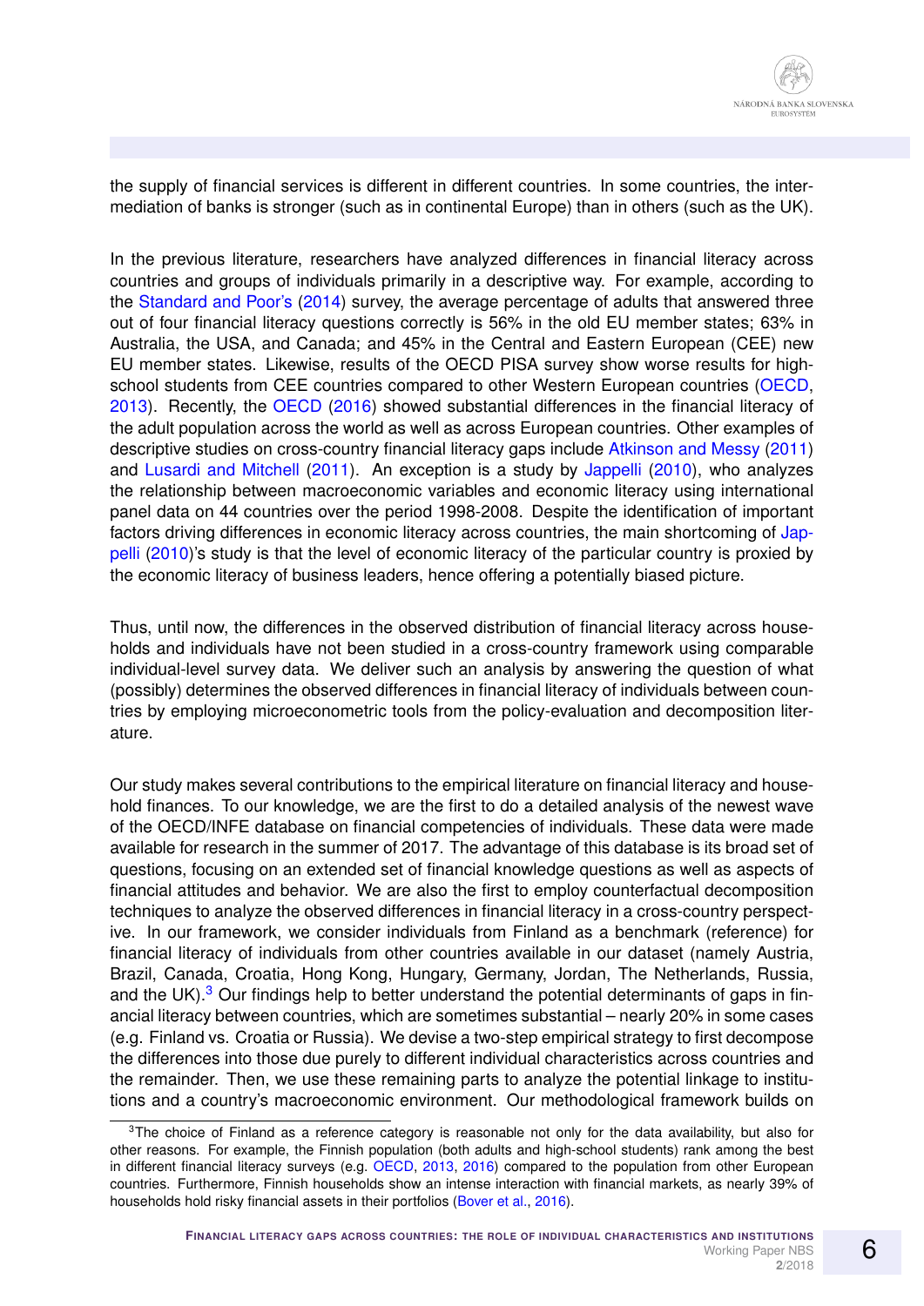the supply of financial services is different in different countries. In some countries, the intermediation of banks is stronger (such as in continental Europe) than in others (such as the UK).

In the previous literature, researchers have analyzed differences in financial literacy across countries and groups of individuals primarily in a descriptive way. For example, according to the Standard and Poor's (2014) survey, the average percentage of adults that answered three out of four financial literacy questions correctly is 56% in the old EU member states; 63% in Australia, the USA, and Canada; and 45% in the Central and Eastern European (CEE) new EU member states. Likewise, results of the OECD PISA survey show worse results for high-school students from CEE countries compared to other Western European countries (OECD, 2013). Recently, the OECD (2016) showed substantial differences in the financial literacy of the adult population across the world as well as across European countries. Other examples of descriptive studies on cross-country financial literacy gaps include Atkinson and Messy (2011) and Lusardi and Mitchell (2011). An exception is a study by Jappelli (2010), who analyzes the relationship between macroeconomic variables and economic literacy using international panel data on 44 countries over the period 1998-2008. Despite the identification of important factors driving differences in economic literacy across countries, the main shortcoming of Jappelli (2010)'s study is that the level of economic literacy of the particular country is proxied by the economic literacy of business leaders, hence offering a potentially biased picture.

Thus, until now, the differences in the observed distribution of financial literacy across households and individuals have not been studied in a cross-country framework using comparable individual-level survey data. We deliver such an analysis by answering the question of what (possibly) determines the observed differences in financial literacy of individuals between countries by employing microeconometric tools from the policy-evaluation and decomposition literature.

Our study makes several contributions to the empirical literature on financial literacy and household finances. To our knowledge, we are the first to do a detailed analysis of the newest wave of the OECD/INFE database on financial competencies of individuals. These data were made available for research in the summer of 2017. The advantage of this database is its broad set of questions, focusing on an extended set of financial knowledge questions as well as aspects of financial attitudes and behavior. We are also the first to employ counterfactual decomposition techniques to analyze the observed differences in financial literacy in a cross-country perspective. In our framework, we consider individuals from Finland as a benchmark (reference) for financial literacy of individuals from other countries available in our dataset (namely Austria, Brazil, Canada, Croatia, Hong Kong, Hungary, Germany, Jordan, The Netherlands, Russia, and the UK).[3] Our findings help to better understand the potential determinants of gaps in financial literacy between countries, which are sometimes substantial – nearly 20% in some cases (e.g. Finland vs. Croatia or Russia). We devise a two-step empirical strategy to first decompose the differences into those due purely to different individual characteristics across countries and the remainder. Then, we use these remaining parts to analyze the potential linkage to institutions and a country's macroeconomic environment. Our methodological framework builds on

[3] The choice of Finland as a reference category is reasonable not only for the data availability, but also for other reasons. For example, the Finnish population (both adults and high-school students) rank among the best in different financial literacy surveys (e.g. OECD, 2013, 2016) compared to the population from other European countries. Furthermore, Finnish households show an intense interaction with financial markets, as nearly 39% of households hold risky financial assets in their portfolios (Bover et al., 2016).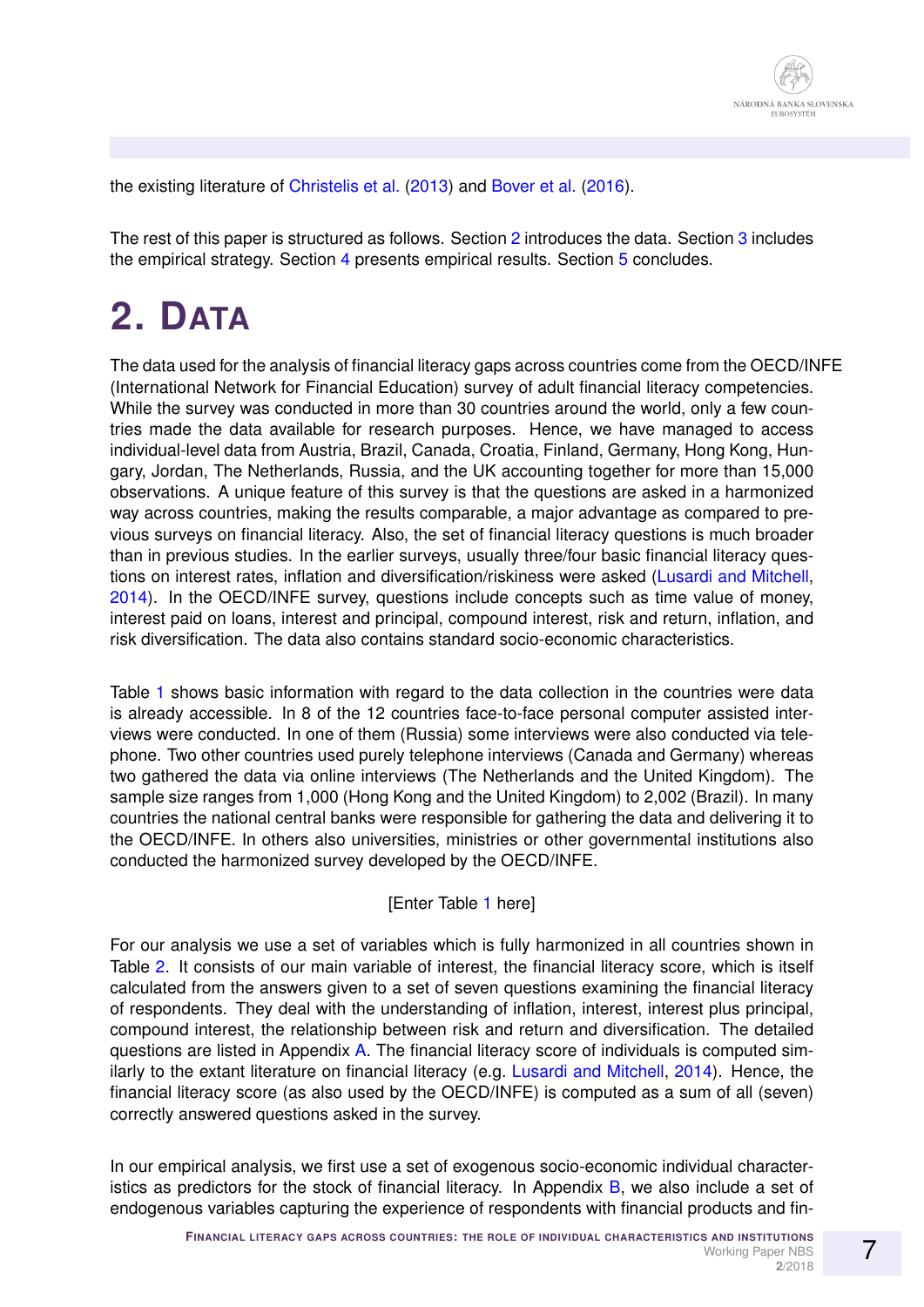the existing literature of Christelis et al. (2013) and Bover et al. (2016).

The rest of this paper is structured as follows. Section 2 introduces the data. Section 3 includes the empirical strategy. Section 4 presents empirical results. Section 5 concludes.

# 2. Data

The data used for the analysis of financial literacy gaps across countries come from the OECD/INFE (International Network for Financial Education) survey of adult financial literacy competencies. While the survey was conducted in more than 30 countries around the world, only a few countries made the data available for research purposes. Hence, we have managed to access individual-level data from Austria, Brazil, Canada, Croatia, Finland, Germany, Hong Kong, Hungary, Jordan, The Netherlands, Russia, and the UK accounting together for more than 15,000 observations. A unique feature of this survey is that the questions are asked in a harmonized way across countries, making the results comparable, a major advantage as compared to previous surveys on financial literacy. Also, the set of financial literacy questions is much broader than in previous studies. In the earlier surveys, usually three/four basic financial literacy questions on interest rates, inflation and diversification/riskiness were asked (Lusardi and Mitchell, 2014). In the OECD/INFE survey, questions include concepts such as time value of money, interest paid on loans, interest and principal, compound interest, risk and return, inflation, and risk diversification. The data also contains standard socio-economic characteristics.

Table 1 shows basic information with regard to the data collection in the countries were data is already accessible. In 8 of the 12 countries face-to-face personal computer assisted interviews were conducted. In one of them (Russia) some interviews were also conducted via telephone. Two other countries used purely telephone interviews (Canada and Germany) whereas two gathered the data via online interviews (The Netherlands and the United Kingdom). The sample size ranges from 1,000 (Hong Kong and the United Kingdom) to 2,002 (Brazil). In many countries the national central banks were responsible for gathering the data and delivering it to the OECD/INFE. In others also universities, ministries or other governmental institutions also conducted the harmonized survey developed by the OECD/INFE.

[Enter Table 1 here]

For our analysis we use a set of variables which is fully harmonized in all countries shown in Table 2. It consists of our main variable of interest, the financial literacy score, which is itself calculated from the answers given to a set of seven questions examining the financial literacy of respondents. They deal with the understanding of inflation, interest, interest plus principal, compound interest, the relationship between risk and return and diversification. The detailed questions are listed in Appendix A. The financial literacy score of individuals is computed similarly to the extant literature on financial literacy (e.g. Lusardi and Mitchell, 2014). Hence, the financial literacy score (as also used by the OECD/INFE) is computed as a sum of all (seven) correctly answered questions asked in the survey.

In our empirical analysis, we first use a set of exogenous socio-economic individual characteristics as predictors for the stock of financial literacy. In Appendix B, we also include a set of endogenous variables capturing the experience of respondents with financial products and fin-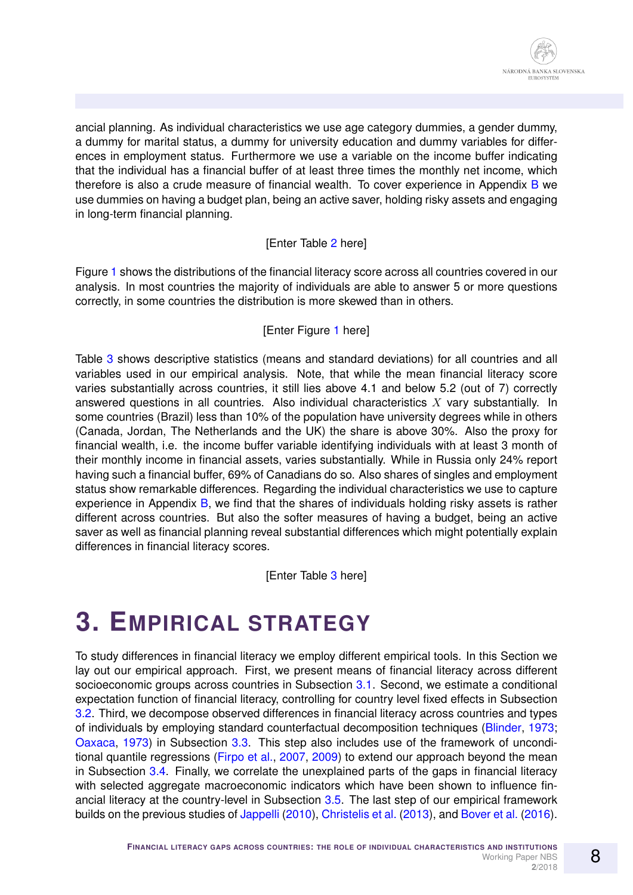ancial planning. As individual characteristics we use age category dummies, a gender dummy, a dummy for marital status, a dummy for university education and dummy variables for differences in employment status. Furthermore we use a variable on the income buffer indicating that the individual has a financial buffer of at least three times the monthly net income, which therefore is also a crude measure of financial wealth. To cover experience in Appendix B we use dummies on having a budget plan, being an active saver, holding risky assets and engaging in long-term financial planning.

[Enter Table 2 here]

Figure 1 shows the distributions of the financial literacy score across all countries covered in our analysis. In most countries the majority of individuals are able to answer 5 or more questions correctly, in some countries the distribution is more skewed than in others.

[Enter Figure 1 here]

Table 3 shows descriptive statistics (means and standard deviations) for all countries and all variables used in our empirical analysis. Note, that while the mean financial literacy score varies substantially across countries, it still lies above 4.1 and below 5.2 (out of 7) correctly answered questions in all countries. Also individual characteristics $X$ vary substantially. In some countries (Brazil) less than 10% of the population have university degrees while in others (Canada, Jordan, The Netherlands and the UK) the share is above 30%. Also the proxy for financial wealth, i.e. the income buffer variable identifying individuals with at least 3 month of their monthly income in financial assets, varies substantially. While in Russia only 24% report having such a financial buffer, 69% of Canadians do so. Also shares of singles and employment status show remarkable differences. Regarding the individual characteristics we use to capture experience in Appendix B, we find that the shares of individuals holding risky assets is rather different across countries. But also the softer measures of having a budget, being an active saver as well as financial planning reveal substantial differences which might potentially explain differences in financial literacy scores.

[Enter Table 3 here]

# 3. Empirical strategy

To study differences in financial literacy we employ different empirical tools. In this Section we lay out our empirical approach. First, we present means of financial literacy across different socioeconomic groups across countries in Subsection 3.1. Second, we estimate a conditional expectation function of financial literacy, controlling for country level fixed effects in Subsection 3.2. Third, we decompose observed differences in financial literacy across countries and types of individuals by employing standard counterfactual decomposition techniques (Blinder, 1973; Oaxaca, 1973) in Subsection 3.3. This step also includes use of the framework of unconditional quantile regressions (Firpo et al., 2007, 2009) to extend our approach beyond the mean in Subsection 3.4. Finally, we correlate the unexplained parts of the gaps in financial literacy with selected aggregate macroeconomic indicators which have been shown to influence financial literacy at the country-level in Subsection 3.5. The last step of our empirical framework builds on the previous studies of Jappelli (2010), Christelis et al. (2013), and Bover et al. (2016).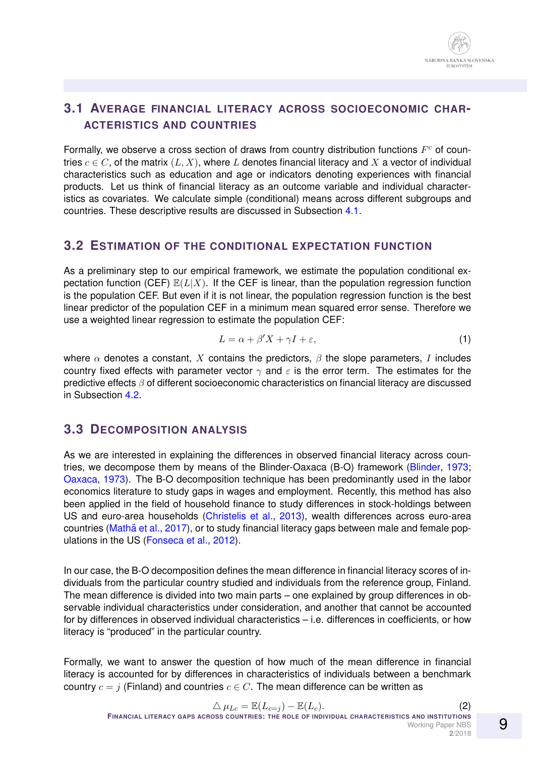## 3.1 Average financial literacy across socioeconomic characteristics and countries

Formally, we observe a cross section of draws from country distribution functions $F^c$ of countries $c \in C$, of the matrix $(L, X)$, where $L$ denotes financial literacy and $X$ a vector of individual characteristics such as education and age or indicators denoting experiences with financial products. Let us think of financial literacy as an outcome variable and individual characteristics as covariates. We calculate simple (conditional) means across different subgroups and countries. These descriptive results are discussed in Subsection 4.1.

## 3.2 Estimation of the conditional expectation function

As a preliminary step to our empirical framework, we estimate the population conditional expectation function (CEF) $\mathbb{E}(L|X)$. If the CEF is linear, than the population regression function is the population CEF. But even if it is not linear, the population regression function is the best linear predictor of the population CEF in a minimum mean squared error sense. Therefore we use a weighted linear regression to estimate the population CEF:

$$L = \alpha + \beta' X + \gamma I + \varepsilon, \tag{1}$$

where $\alpha$ denotes a constant, $X$ contains the predictors, $\beta$ the slope parameters, $I$ includes country fixed effects with parameter vector $\gamma$ and $\varepsilon$ is the error term. The estimates for the predictive effects $\beta$ of different socioeconomic characteristics on financial literacy are discussed in Subsection 4.2.

## 3.3 Decomposition analysis

As we are interested in explaining the differences in observed financial literacy across countries, we decompose them by means of the Blinder-Oaxaca (B-O) framework (Blinder, 1973; Oaxaca, 1973). The B-O decomposition technique has been predominantly used in the labor economics literature to study gaps in wages and employment. Recently, this method has also been applied in the field of household finance to study differences in stock-holdings between US and euro-area households (Christelis et al., 2013), wealth differences across euro-area countries (Mathä et al., 2017), or to study financial literacy gaps between male and female populations in the US (Fonseca et al., 2012).

In our case, the B-O decomposition defines the mean difference in financial literacy scores of individuals from the particular country studied and individuals from the reference group, Finland. The mean difference is divided into two main parts – one explained by group differences in observable individual characteristics under consideration, and another that cannot be accounted for by differences in observed individual characteristics – i.e. differences in coefficients, or how literacy is "produced" in the particular country.

Formally, we want to answer the question of how much of the mean difference in financial literacy is accounted for by differences in characteristics of individuals between a benchmark country $c = j$ (Finland) and countries $c \in C$. The mean difference can be written as

$$\triangle \mu_{Lc} = \mathbb{E}(L_{c=j}) - \mathbb{E}(L_c). \tag{2}$$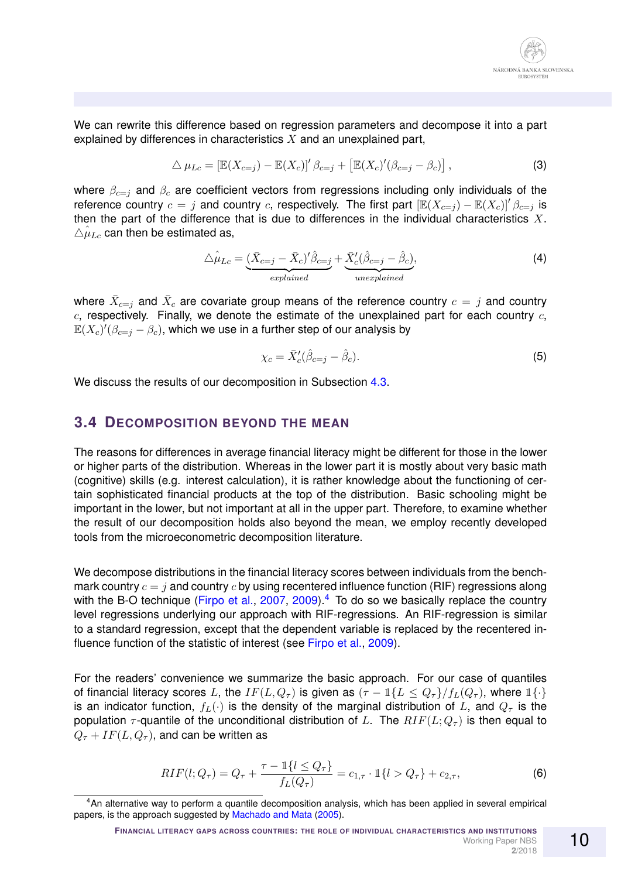We can rewrite this difference based on regression parameters and decompose it into a part explained by differences in characteristics $X$ and an unexplained part,

$$\triangle \mu_{Lc} = \left[\mathbb{E}(X_{c=j}) - \mathbb{E}(X_c)\right]' \beta_{c=j} + \left[\mathbb{E}(X_c)'(\beta_{c=j} - \beta_c)\right], \tag{3}$$

where $\beta_{c=j}$ and $\beta_c$ are coefficient vectors from regressions including only individuals of the reference country $c = j$ and country $c$, respectively. The first part $\left[\mathbb{E}(X_{c=j}) - \mathbb{E}(X_c)\right]' \beta_{c=j}$ is then the part of the difference that is due to differences in the individual characteristics $X$. $\triangle \hat{\mu}_{Lc}$ can then be estimated as,

$$\triangle \hat{\mu}_{Lc} = \underbrace{(\bar{X}_{c=j} - \bar{X}_c)'\hat{\beta}_{c=j}}_{explained} + \underbrace{\bar{X}_c'(\hat{\beta}_{c=j} - \hat{\beta}_c)}_{unexplained}, \tag{4}$$

where $\bar{X}_{c=j}$ and $\bar{X}_c$ are covariate group means of the reference country $c = j$ and country $c$, respectively. Finally, we denote the estimate of the unexplained part for each country $c$, $\mathbb{E}(X_c)'(\beta_{c=j} - \beta_c)$, which we use in a further step of our analysis by

$$\chi_c = \bar{X}_c'(\hat{\beta}_{c=j} - \hat{\beta}_c). \tag{5}$$

We discuss the results of our decomposition in Subsection 4.3.

## 3.4 Decomposition beyond the mean

The reasons for differences in average financial literacy might be different for those in the lower or higher parts of the distribution. Whereas in the lower part it is mostly about very basic math (cognitive) skills (e.g. interest calculation), it is rather knowledge about the functioning of certain sophisticated financial products at the top of the distribution. Basic schooling might be important in the lower, but not important at all in the upper part. Therefore, to examine whether the result of our decomposition holds also beyond the mean, we employ recently developed tools from the microeconometric decomposition literature.

We decompose distributions in the financial literacy scores between individuals from the benchmark country $c = j$ and country $c$ by using recentered influence function (RIF) regressions along with the B-O technique (Firpo et al., 2007, 2009).[4] To do so we basically replace the country level regressions underlying our approach with RIF-regressions. An RIF-regression is similar to a standard regression, except that the dependent variable is replaced by the recentered influence function of the statistic of interest (see Firpo et al., 2009).

For the readers' convenience we summarize the basic approach. For our case of quantiles of financial literacy scores $L$, the $IF(L, Q_\tau)$ is given as $(\tau - \mathbb{1}\{L \leq Q_\tau\}/f_L(Q_\tau)$, where $\mathbb{1}\{\cdot\}$ is an indicator function, $f_L(\cdot)$ is the density of the marginal distribution of $L$, and $Q_\tau$ is the population $\tau$-quantile of the unconditional distribution of $L$. The $RIF(L; Q_\tau)$ is then equal to $Q_\tau + IF(L, Q_\tau)$, and can be written as

$$RIF(l; Q_\tau) = Q_\tau + \frac{\tau - \mathbb{1}\{l \leq Q_\tau\}}{f_L(Q_\tau)} = c_{1,\tau} \cdot \mathbb{1}\{l > Q_\tau\} + c_{2,\tau}, \tag{6}$$

[4] An alternative way to perform a quantile decomposition analysis, which has been applied in several empirical papers, is the approach suggested by Machado and Mata (2005).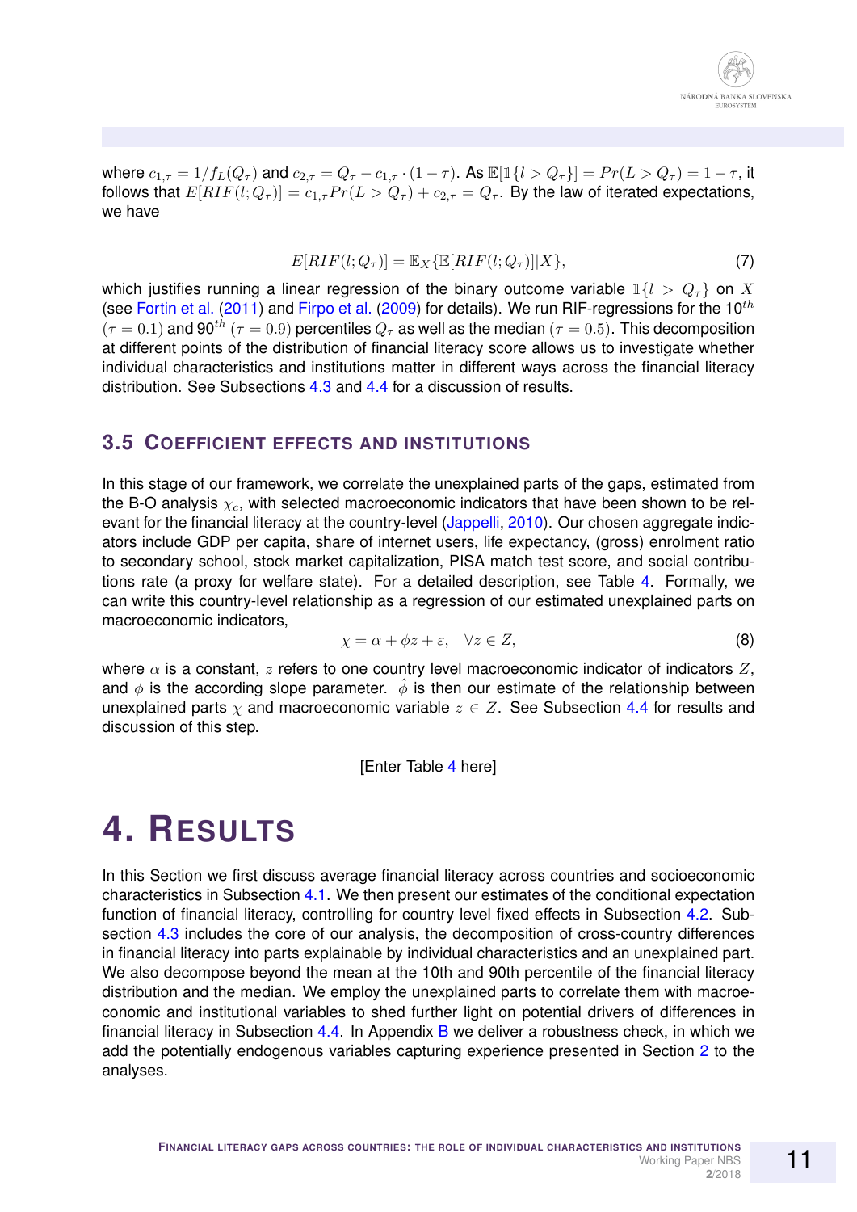where $c_{1,\tau} = 1/f_L(Q_\tau)$ and $c_{2,\tau} = Q_\tau - c_{1,\tau} \cdot (1-\tau)$. As $\mathbb{E}[\mathbb{1}\{l > Q_\tau\}] = Pr(L > Q_\tau) = 1 - \tau$, it follows that $E[RIF(l; Q_\tau)] = c_{1,\tau} Pr(L > Q_\tau) + c_{2,\tau} = Q_\tau$. By the law of iterated expectations, we have

$$E[RIF(l; Q_\tau)] = \mathbb{E}_X\{\mathbb{E}[RIF(l; Q_\tau)]|X\}, \tag{7}$$

which justifies running a linear regression of the binary outcome variable $\mathbb{1}\{l > Q_\tau\}$ on $X$ (see Fortin et al. (2011) and Firpo et al. (2009) for details). We run RIF-regressions for the $10^{th}$ $(\tau = 0.1)$ and $90^{th}$ $(\tau = 0.9)$ percentiles $Q_\tau$ as well as the median $(\tau = 0.5)$. This decomposition at different points of the distribution of financial literacy score allows us to investigate whether individual characteristics and institutions matter in different ways across the financial literacy distribution. See Subsections 4.3 and 4.4 for a discussion of results.

## 3.5 Coefficient effects and institutions

In this stage of our framework, we correlate the unexplained parts of the gaps, estimated from the B-O analysis $\chi_c$, with selected macroeconomic indicators that have been shown to be relevant for the financial literacy at the country-level (Jappelli, 2010). Our chosen aggregate indicators include GDP per capita, share of internet users, life expectancy, (gross) enrolment ratio to secondary school, stock market capitalization, PISA match test score, and social contributions rate (a proxy for welfare state). For a detailed description, see Table 4. Formally, we can write this country-level relationship as a regression of our estimated unexplained parts on macroeconomic indicators,

$$\chi = \alpha + \phi z + \varepsilon, \quad \forall z \in Z, \tag{8}$$

where $\alpha$ is a constant, $z$ refers to one country level macroeconomic indicator of indicators $Z$, and $\phi$ is the according slope parameter. $\hat{\phi}$ is then our estimate of the relationship between unexplained parts $\chi$ and macroeconomic variable $z \in Z$. See Subsection 4.4 for results and discussion of this step.

[Enter Table 4 here]

# 4. Results

In this Section we first discuss average financial literacy across countries and socioeconomic characteristics in Subsection 4.1. We then present our estimates of the conditional expectation function of financial literacy, controlling for country level fixed effects in Subsection 4.2. Subsection 4.3 includes the core of our analysis, the decomposition of cross-country differences in financial literacy into parts explainable by individual characteristics and an unexplained part. We also decompose beyond the mean at the 10th and 90th percentile of the financial literacy distribution and the median. We employ the unexplained parts to correlate them with macroeconomic and institutional variables to shed further light on potential drivers of differences in financial literacy in Subsection 4.4. In Appendix B we deliver a robustness check, in which we add the potentially endogenous variables capturing experience presented in Section 2 to the analyses.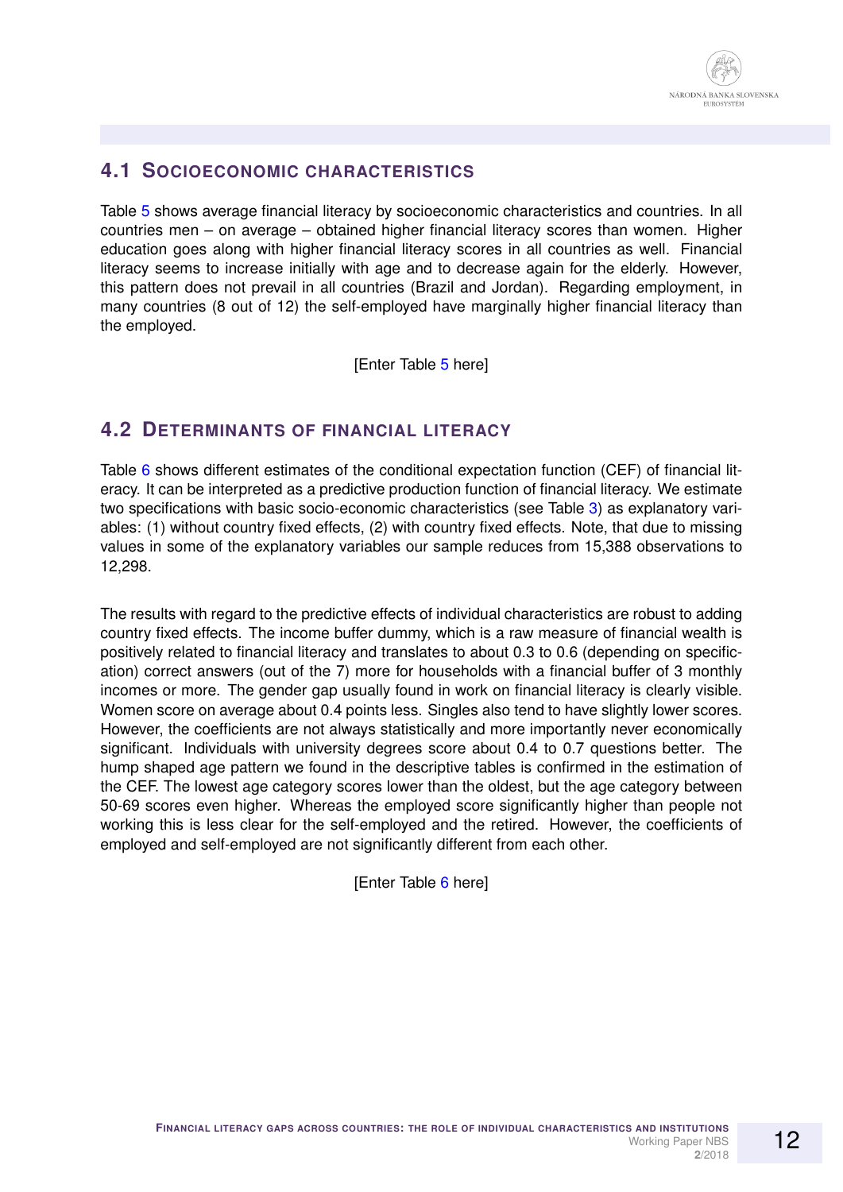## 4.1 Socioeconomic characteristics

Table 5 shows average financial literacy by socioeconomic characteristics and countries. In all countries men – on average – obtained higher financial literacy scores than women. Higher education goes along with higher financial literacy scores in all countries as well. Financial literacy seems to increase initially with age and to decrease again for the elderly. However, this pattern does not prevail in all countries (Brazil and Jordan). Regarding employment, in many countries (8 out of 12) the self-employed have marginally higher financial literacy than the employed.

[Enter Table 5 here]

## 4.2 Determinants of financial literacy

Table 6 shows different estimates of the conditional expectation function (CEF) of financial literacy. It can be interpreted as a predictive production function of financial literacy. We estimate two specifications with basic socio-economic characteristics (see Table 3) as explanatory variables: (1) without country fixed effects, (2) with country fixed effects. Note, that due to missing values in some of the explanatory variables our sample reduces from 15,388 observations to 12,298.

The results with regard to the predictive effects of individual characteristics are robust to adding country fixed effects. The income buffer dummy, which is a raw measure of financial wealth is positively related to financial literacy and translates to about 0.3 to 0.6 (depending on specification) correct answers (out of the 7) more for households with a financial buffer of 3 monthly incomes or more. The gender gap usually found in work on financial literacy is clearly visible. Women score on average about 0.4 points less. Singles also tend to have slightly lower scores. However, the coefficients are not always statistically and more importantly never economically significant. Individuals with university degrees score about 0.4 to 0.7 questions better. The hump shaped age pattern we found in the descriptive tables is confirmed in the estimation of the CEF. The lowest age category scores lower than the oldest, but the age category between 50-69 scores even higher. Whereas the employed score significantly higher than people not working this is less clear for the self-employed and the retired. However, the coefficients of employed and self-employed are not significantly different from each other.

[Enter Table 6 here]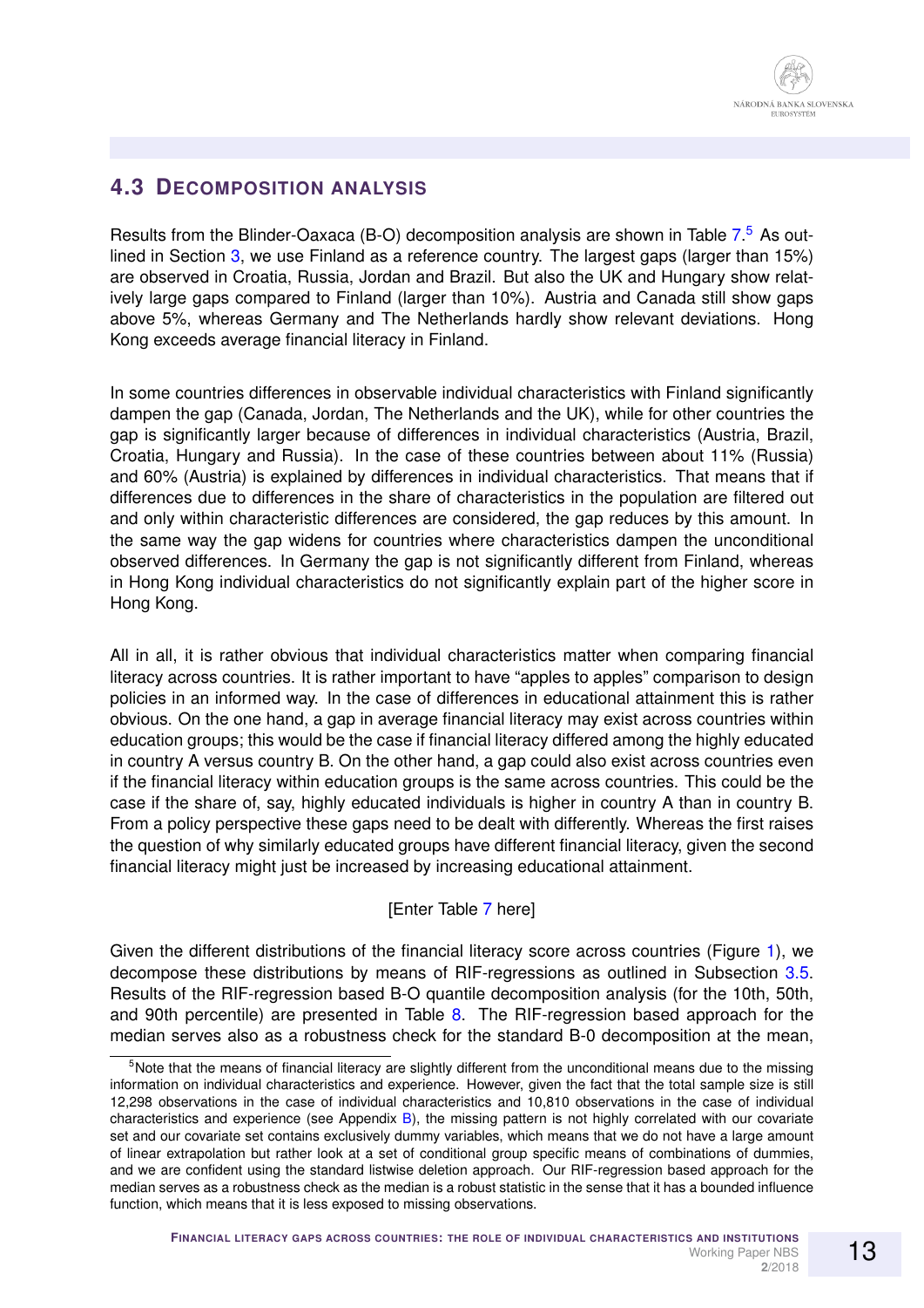## 4.3 Decomposition analysis

Results from the Blinder-Oaxaca (B-O) decomposition analysis are shown in Table 7.[5] As outlined in Section 3, we use Finland as a reference country. The largest gaps (larger than 15%) are observed in Croatia, Russia, Jordan and Brazil. But also the UK and Hungary show relatively large gaps compared to Finland (larger than 10%). Austria and Canada still show gaps above 5%, whereas Germany and The Netherlands hardly show relevant deviations. Hong Kong exceeds average financial literacy in Finland.

In some countries differences in observable individual characteristics with Finland significantly dampen the gap (Canada, Jordan, The Netherlands and the UK), while for other countries the gap is significantly larger because of differences in individual characteristics (Austria, Brazil, Croatia, Hungary and Russia). In the case of these countries between about 11% (Russia) and 60% (Austria) is explained by differences in individual characteristics. That means that if differences due to differences in the share of characteristics in the population are filtered out and only within characteristic differences are considered, the gap reduces by this amount. In the same way the gap widens for countries where characteristics dampen the unconditional observed differences. In Germany the gap is not significantly different from Finland, whereas in Hong Kong individual characteristics do not significantly explain part of the higher score in Hong Kong.

All in all, it is rather obvious that individual characteristics matter when comparing financial literacy across countries. It is rather important to have "apples to apples" comparison to design policies in an informed way. In the case of differences in educational attainment this is rather obvious. On the one hand, a gap in average financial literacy may exist across countries within education groups; this would be the case if financial literacy differed among the highly educated in country A versus country B. On the other hand, a gap could also exist across countries even if the financial literacy within education groups is the same across countries. This could be the case if the share of, say, highly educated individuals is higher in country A than in country B. From a policy perspective these gaps need to be dealt with differently. Whereas the first raises the question of why similarly educated groups have different financial literacy, given the second financial literacy might just be increased by increasing educational attainment.

[Enter Table 7 here]

Given the different distributions of the financial literacy score across countries (Figure 1), we decompose these distributions by means of RIF-regressions as outlined in Subsection 3.5. Results of the RIF-regression based B-O quantile decomposition analysis (for the 10th, 50th, and 90th percentile) are presented in Table 8. The RIF-regression based approach for the median serves also as a robustness check for the standard B-0 decomposition at the mean,

---

[5] Note that the means of financial literacy are slightly different from the unconditional means due to the missing information on individual characteristics and experience. However, given the fact that the total sample size is still 12,298 observations in the case of individual characteristics and 10,810 observations in the case of individual characteristics and experience (see Appendix B), the missing pattern is not highly correlated with our covariate set and our covariate set contains exclusively dummy variables, which means that we do not have a large amount of linear extrapolation but rather look at a set of conditional group specific means of combinations of dummies, and we are confident using the standard listwise deletion approach. Our RIF-regression based approach for the median serves as a robustness check as the median is a robust statistic in the sense that it has a bounded influence function, which means that it is less exposed to missing observations.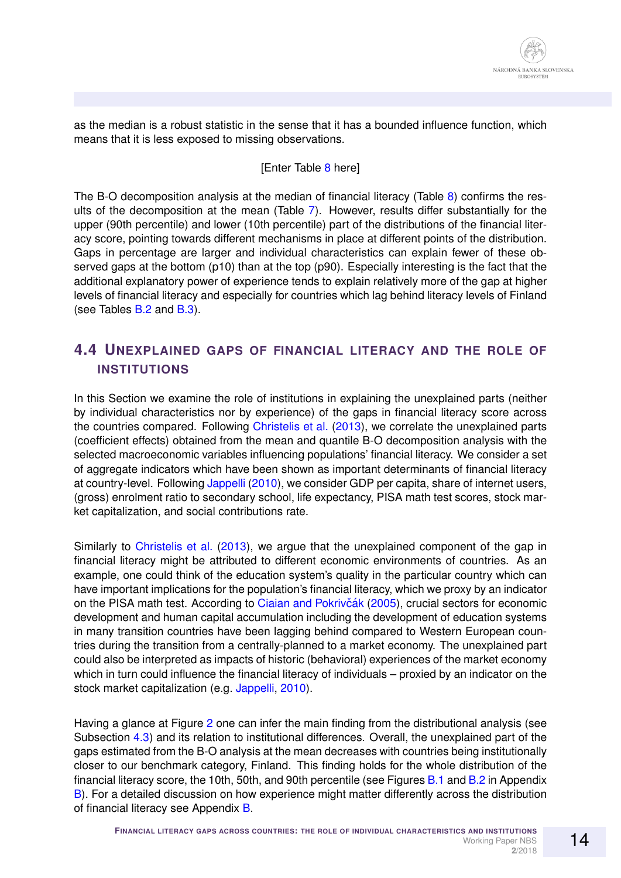as the median is a robust statistic in the sense that it has a bounded influence function, which means that it is less exposed to missing observations.

[Enter Table 8 here]

The B-O decomposition analysis at the median of financial literacy (Table 8) confirms the results of the decomposition at the mean (Table 7). However, results differ substantially for the upper (90th percentile) and lower (10th percentile) part of the distributions of the financial literacy score, pointing towards different mechanisms in place at different points of the distribution. Gaps in percentage are larger and individual characteristics can explain fewer of these observed gaps at the bottom (p10) than at the top (p90). Especially interesting is the fact that the additional explanatory power of experience tends to explain relatively more of the gap at higher levels of financial literacy and especially for countries which lag behind literacy levels of Finland (see Tables B.2 and B.3).

## 4.4 Unexplained gaps of financial literacy and the role of institutions

In this Section we examine the role of institutions in explaining the unexplained parts (neither by individual characteristics nor by experience) of the gaps in financial literacy score across the countries compared. Following Christelis et al. (2013), we correlate the unexplained parts (coefficient effects) obtained from the mean and quantile B-O decomposition analysis with the selected macroeconomic variables influencing populations' financial literacy. We consider a set of aggregate indicators which have been shown as important determinants of financial literacy at country-level. Following Jappelli (2010), we consider GDP per capita, share of internet users, (gross) enrolment ratio to secondary school, life expectancy, PISA math test scores, stock market capitalization, and social contributions rate.

Similarly to Christelis et al. (2013), we argue that the unexplained component of the gap in financial literacy might be attributed to different economic environments of countries. As an example, one could think of the education system's quality in the particular country which can have important implications for the population's financial literacy, which we proxy by an indicator on the PISA math test. According to Ciaian and Pokrivčák (2005), crucial sectors for economic development and human capital accumulation including the development of education systems in many transition countries have been lagging behind compared to Western European countries during the transition from a centrally-planned to a market economy. The unexplained part could also be interpreted as impacts of historic (behavioral) experiences of the market economy which in turn could influence the financial literacy of individuals – proxied by an indicator on the stock market capitalization (e.g. Jappelli, 2010).

Having a glance at Figure 2 one can infer the main finding from the distributional analysis (see Subsection 4.3) and its relation to institutional differences. Overall, the unexplained part of the gaps estimated from the B-O analysis at the mean decreases with countries being institutionally closer to our benchmark category, Finland. This finding holds for the whole distribution of the financial literacy score, the 10th, 50th, and 90th percentile (see Figures B.1 and B.2 in Appendix B). For a detailed discussion on how experience might matter differently across the distribution of financial literacy see Appendix B.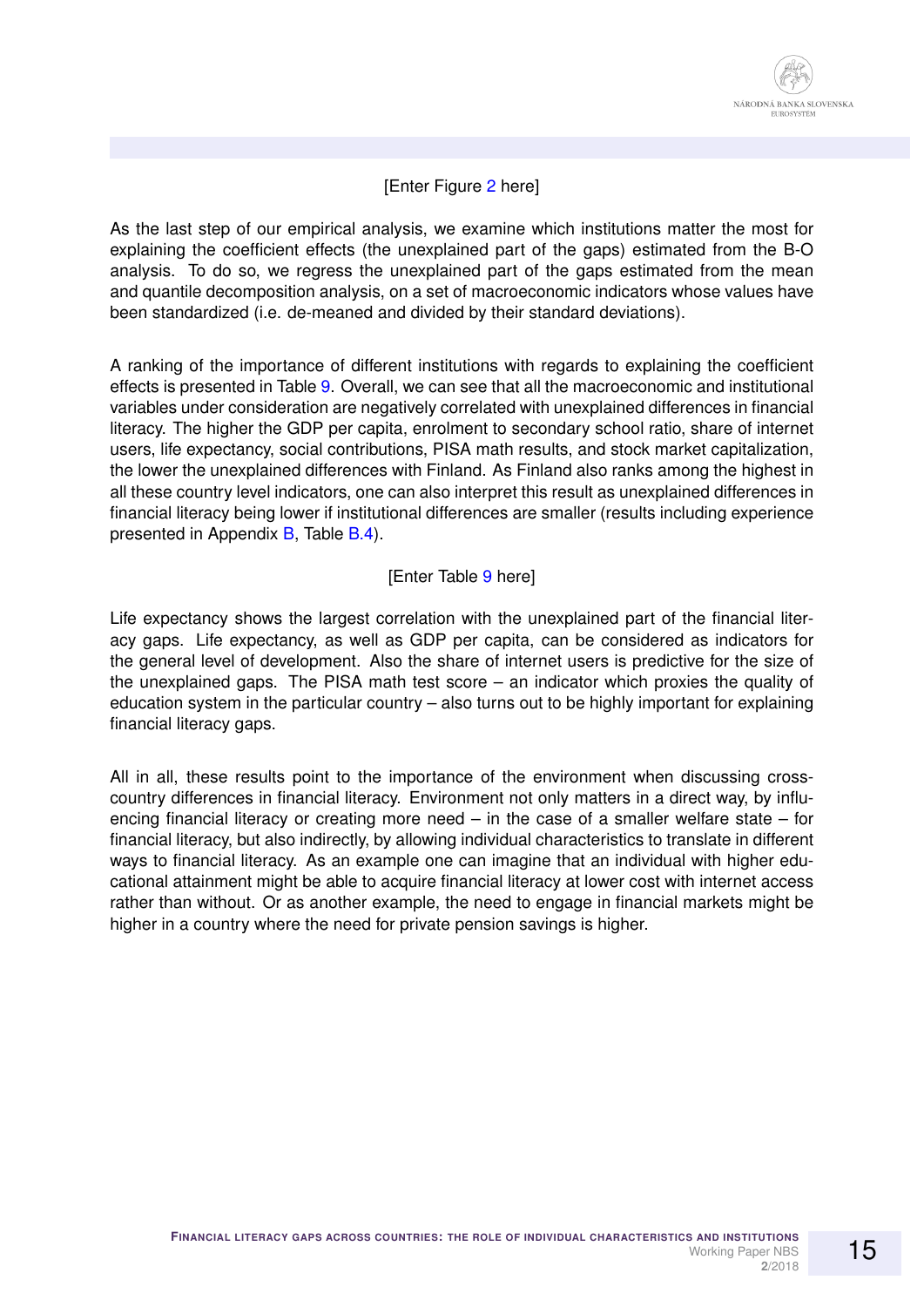[Enter Figure 2 here]

As the last step of our empirical analysis, we examine which institutions matter the most for explaining the coefficient effects (the unexplained part of the gaps) estimated from the B-O analysis. To do so, we regress the unexplained part of the gaps estimated from the mean and quantile decomposition analysis, on a set of macroeconomic indicators whose values have been standardized (i.e. de-meaned and divided by their standard deviations).

A ranking of the importance of different institutions with regards to explaining the coefficient effects is presented in Table 9. Overall, we can see that all the macroeconomic and institutional variables under consideration are negatively correlated with unexplained differences in financial literacy. The higher the GDP per capita, enrolment to secondary school ratio, share of internet users, life expectancy, social contributions, PISA math results, and stock market capitalization, the lower the unexplained differences with Finland. As Finland also ranks among the highest in all these country level indicators, one can also interpret this result as unexplained differences in financial literacy being lower if institutional differences are smaller (results including experience presented in Appendix B, Table B.4).

[Enter Table 9 here]

Life expectancy shows the largest correlation with the unexplained part of the financial literacy gaps. Life expectancy, as well as GDP per capita, can be considered as indicators for the general level of development. Also the share of internet users is predictive for the size of the unexplained gaps. The PISA math test score – an indicator which proxies the quality of education system in the particular country – also turns out to be highly important for explaining financial literacy gaps.

All in all, these results point to the importance of the environment when discussing cross-country differences in financial literacy. Environment not only matters in a direct way, by influencing financial literacy or creating more need – in the case of a smaller welfare state – for financial literacy, but also indirectly, by allowing individual characteristics to translate in different ways to financial literacy. As an example one can imagine that an individual with higher educational attainment might be able to acquire financial literacy at lower cost with internet access rather than without. Or as another example, the need to engage in financial markets might be higher in a country where the need for private pension savings is higher.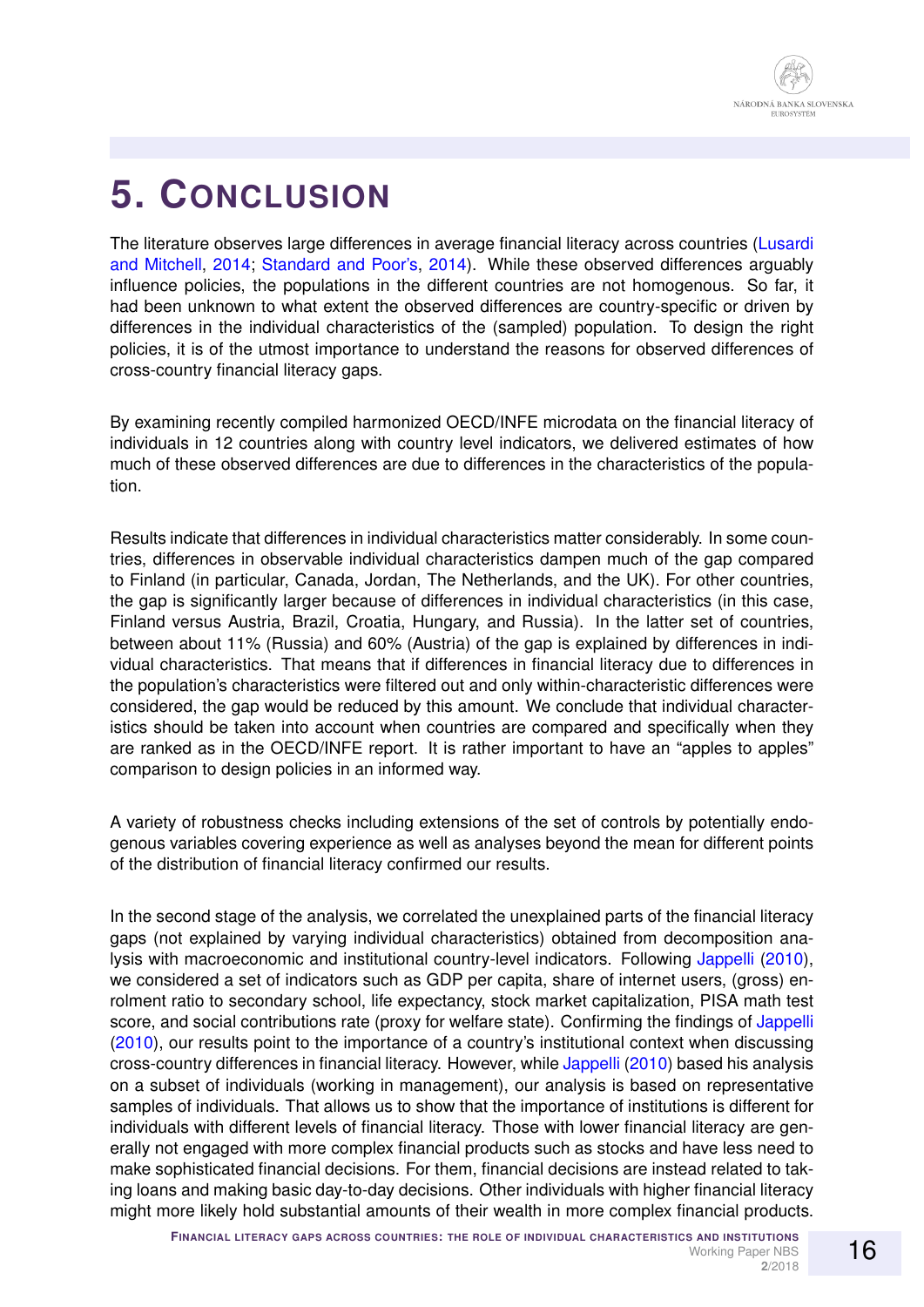# 5. Conclusion

The literature observes large differences in average financial literacy across countries (Lusardi and Mitchell, 2014; Standard and Poor's, 2014). While these observed differences arguably influence policies, the populations in the different countries are not homogenous. So far, it had been unknown to what extent the observed differences are country-specific or driven by differences in the individual characteristics of the (sampled) population. To design the right policies, it is of the utmost importance to understand the reasons for observed differences of cross-country financial literacy gaps.

By examining recently compiled harmonized OECD/INFE microdata on the financial literacy of individuals in 12 countries along with country level indicators, we delivered estimates of how much of these observed differences are due to differences in the characteristics of the population.

Results indicate that differences in individual characteristics matter considerably. In some countries, differences in observable individual characteristics dampen much of the gap compared to Finland (in particular, Canada, Jordan, The Netherlands, and the UK). For other countries, the gap is significantly larger because of differences in individual characteristics (in this case, Finland versus Austria, Brazil, Croatia, Hungary, and Russia). In the latter set of countries, between about 11% (Russia) and 60% (Austria) of the gap is explained by differences in individual characteristics. That means that if differences in financial literacy due to differences in the population's characteristics were filtered out and only within-characteristic differences were considered, the gap would be reduced by this amount. We conclude that individual characteristics should be taken into account when countries are compared and specifically when they are ranked as in the OECD/INFE report. It is rather important to have an "apples to apples" comparison to design policies in an informed way.

A variety of robustness checks including extensions of the set of controls by potentially endogenous variables covering experience as well as analyses beyond the mean for different points of the distribution of financial literacy confirmed our results.

In the second stage of the analysis, we correlated the unexplained parts of the financial literacy gaps (not explained by varying individual characteristics) obtained from decomposition analysis with macroeconomic and institutional country-level indicators. Following Jappelli (2010), we considered a set of indicators such as GDP per capita, share of internet users, (gross) enrolment ratio to secondary school, life expectancy, stock market capitalization, PISA math test score, and social contributions rate (proxy for welfare state). Confirming the findings of Jappelli (2010), our results point to the importance of a country's institutional context when discussing cross-country differences in financial literacy. However, while Jappelli (2010) based his analysis on a subset of individuals (working in management), our analysis is based on representative samples of individuals. That allows us to show that the importance of institutions is different for individuals with different levels of financial literacy. Those with lower financial literacy are generally not engaged with more complex financial products such as stocks and have less need to make sophisticated financial decisions. For them, financial decisions are instead related to taking loans and making basic day-to-day decisions. Other individuals with higher financial literacy might more likely hold substantial amounts of their wealth in more complex financial products.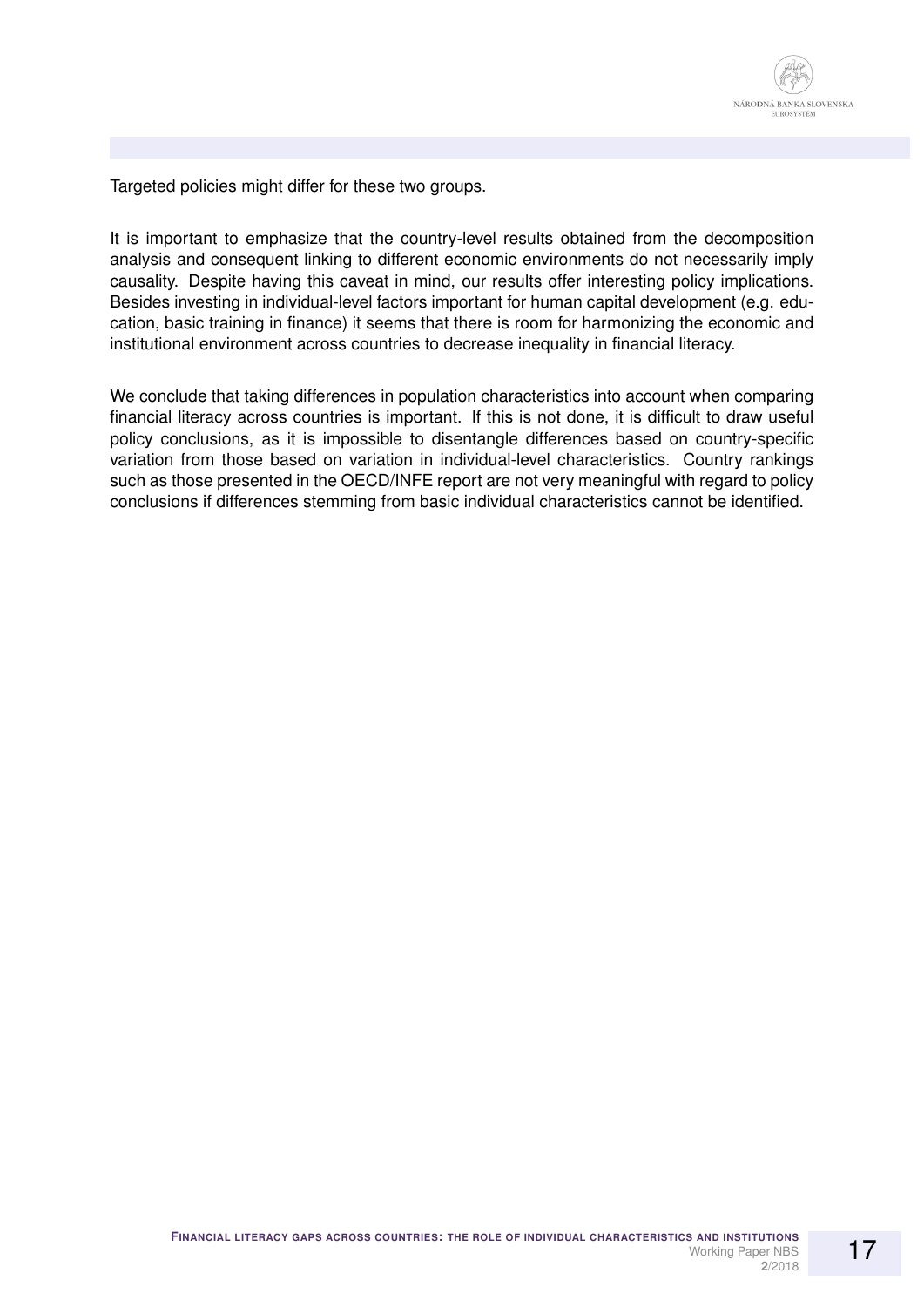Targeted policies might differ for these two groups.

It is important to emphasize that the country-level results obtained from the decomposition analysis and consequent linking to different economic environments do not necessarily imply causality. Despite having this caveat in mind, our results offer interesting policy implications. Besides investing in individual-level factors important for human capital development (e.g. education, basic training in finance) it seems that there is room for harmonizing the economic and institutional environment across countries to decrease inequality in financial literacy.

We conclude that taking differences in population characteristics into account when comparing financial literacy across countries is important. If this is not done, it is difficult to draw useful policy conclusions, as it is impossible to disentangle differences based on country-specific variation from those based on variation in individual-level characteristics. Country rankings such as those presented in the OECD/INFE report are not very meaningful with regard to policy conclusions if differences stemming from basic individual characteristics cannot be identified.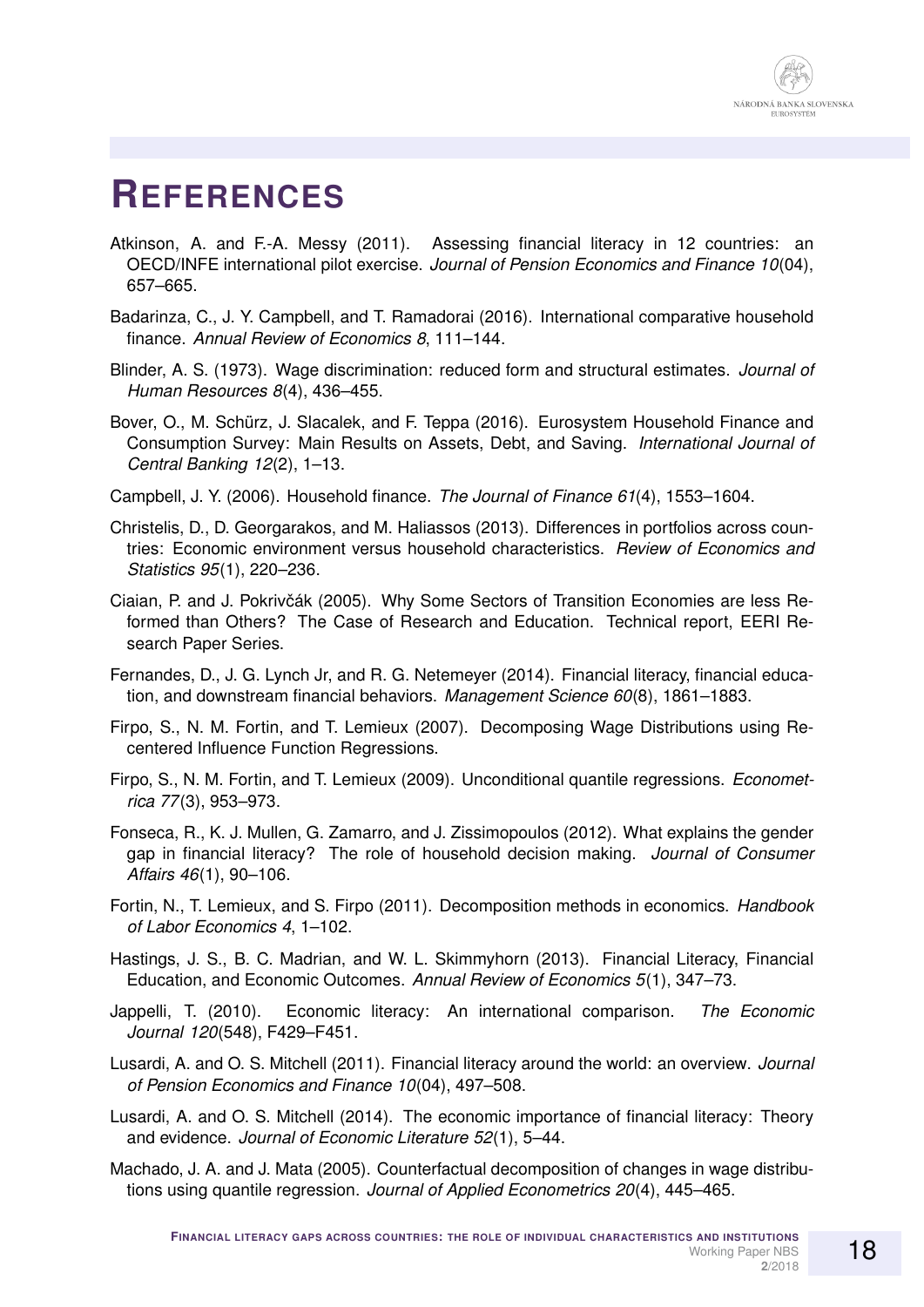# References

Atkinson, A. and F.-A. Messy (2011). Assessing financial literacy in 12 countries: an OECD/INFE international pilot exercise. *Journal of Pension Economics and Finance 10*(04), 657–665.

Badarinza, C., J. Y. Campbell, and T. Ramadorai (2016). International comparative household finance. *Annual Review of Economics 8*, 111–144.

Blinder, A. S. (1973). Wage discrimination: reduced form and structural estimates. *Journal of Human Resources 8*(4), 436–455.

Bover, O., M. Schürz, J. Slacalek, and F. Teppa (2016). Eurosystem Household Finance and Consumption Survey: Main Results on Assets, Debt, and Saving. *International Journal of Central Banking 12*(2), 1–13.

Campbell, J. Y. (2006). Household finance. *The Journal of Finance 61*(4), 1553–1604.

Christelis, D., D. Georgarakos, and M. Haliassos (2013). Differences in portfolios across countries: Economic environment versus household characteristics. *Review of Economics and Statistics 95*(1), 220–236.

Ciaian, P. and J. Pokrivčák (2005). Why Some Sectors of Transition Economies are less Reformed than Others? The Case of Research and Education. Technical report, EERI Research Paper Series.

Fernandes, D., J. G. Lynch Jr, and R. G. Netemeyer (2014). Financial literacy, financial education, and downstream financial behaviors. *Management Science 60*(8), 1861–1883.

Firpo, S., N. M. Fortin, and T. Lemieux (2007). Decomposing Wage Distributions using Recentered Influence Function Regressions.

Firpo, S., N. M. Fortin, and T. Lemieux (2009). Unconditional quantile regressions. *Econometrica 77*(3), 953–973.

Fonseca, R., K. J. Mullen, G. Zamarro, and J. Zissimopoulos (2012). What explains the gender gap in financial literacy? The role of household decision making. *Journal of Consumer Affairs 46*(1), 90–106.

Fortin, N., T. Lemieux, and S. Firpo (2011). Decomposition methods in economics. *Handbook of Labor Economics 4*, 1–102.

Hastings, J. S., B. C. Madrian, and W. L. Skimmyhorn (2013). Financial Literacy, Financial Education, and Economic Outcomes. *Annual Review of Economics 5*(1), 347–73.

Jappelli, T. (2010). Economic literacy: An international comparison. *The Economic Journal 120*(548), F429–F451.

Lusardi, A. and O. S. Mitchell (2011). Financial literacy around the world: an overview. *Journal of Pension Economics and Finance 10*(04), 497–508.

Lusardi, A. and O. S. Mitchell (2014). The economic importance of financial literacy: Theory and evidence. *Journal of Economic Literature 52*(1), 5–44.

Machado, J. A. and J. Mata (2005). Counterfactual decomposition of changes in wage distributions using quantile regression. *Journal of Applied Econometrics 20*(4), 445–465.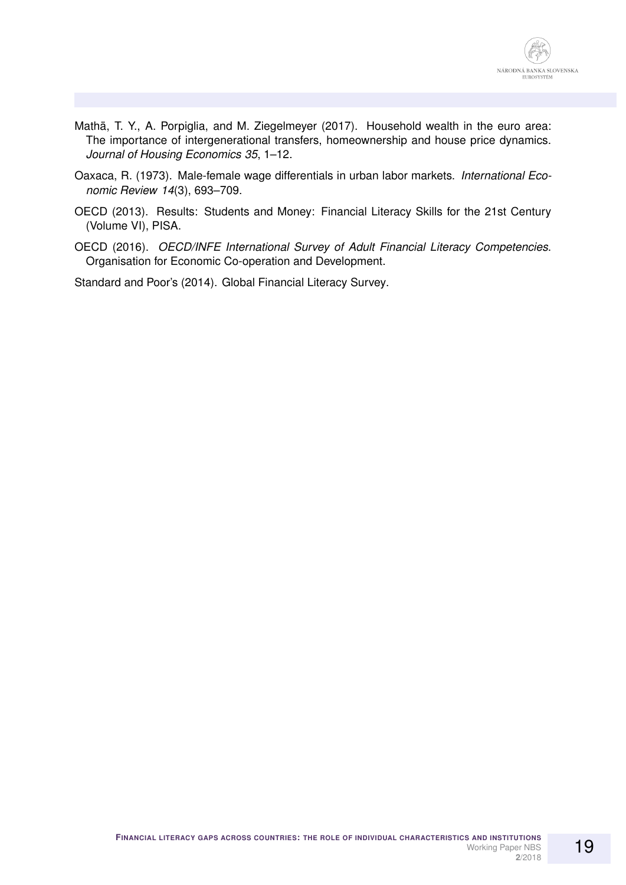Mathä, T. Y., A. Porpiglia, and M. Ziegelmeyer (2017). Household wealth in the euro area: The importance of intergenerational transfers, homeownership and house price dynamics. *Journal of Housing Economics 35*, 1–12.

Oaxaca, R. (1973). Male-female wage differentials in urban labor markets. *International Economic Review 14*(3), 693–709.

OECD (2013). Results: Students and Money: Financial Literacy Skills for the 21st Century (Volume VI), PISA.

OECD (2016). *OECD/INFE International Survey of Adult Financial Literacy Competencies*. Organisation for Economic Co-operation and Development.

Standard and Poor's (2014). Global Financial Literacy Survey.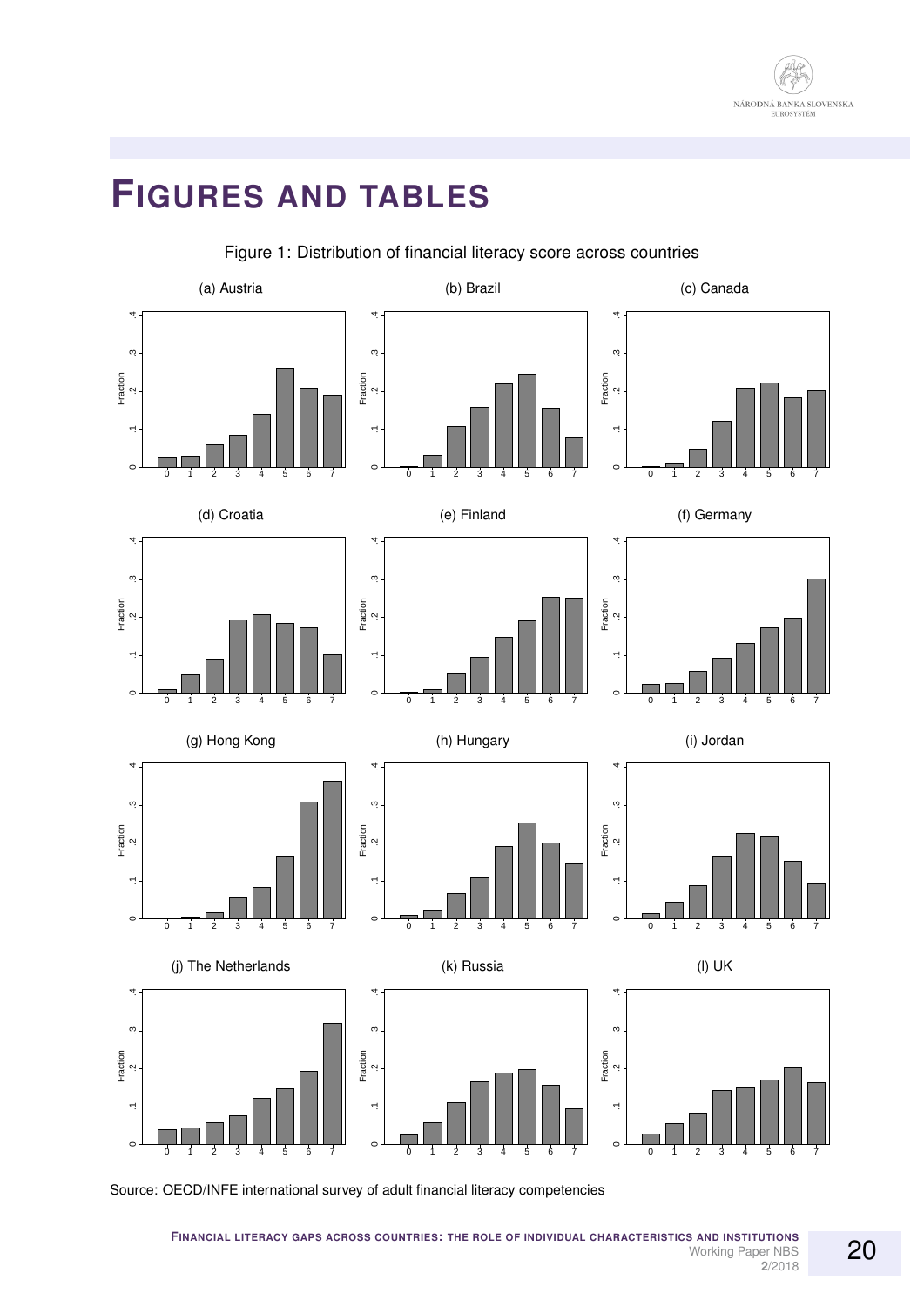# FIGURES AND TABLES

Figure 1: Distribution of financial literacy score across countries

(a) Austria (b) Brazil (c) Canada

(d) Croatia (e) Finland (f) Germany

(g) Hong Kong (h) Hungary (i) Jordan

(j) The Netherlands (k) Russia (l) UK

Source: OECD/INFE international survey of adult financial literacy competencies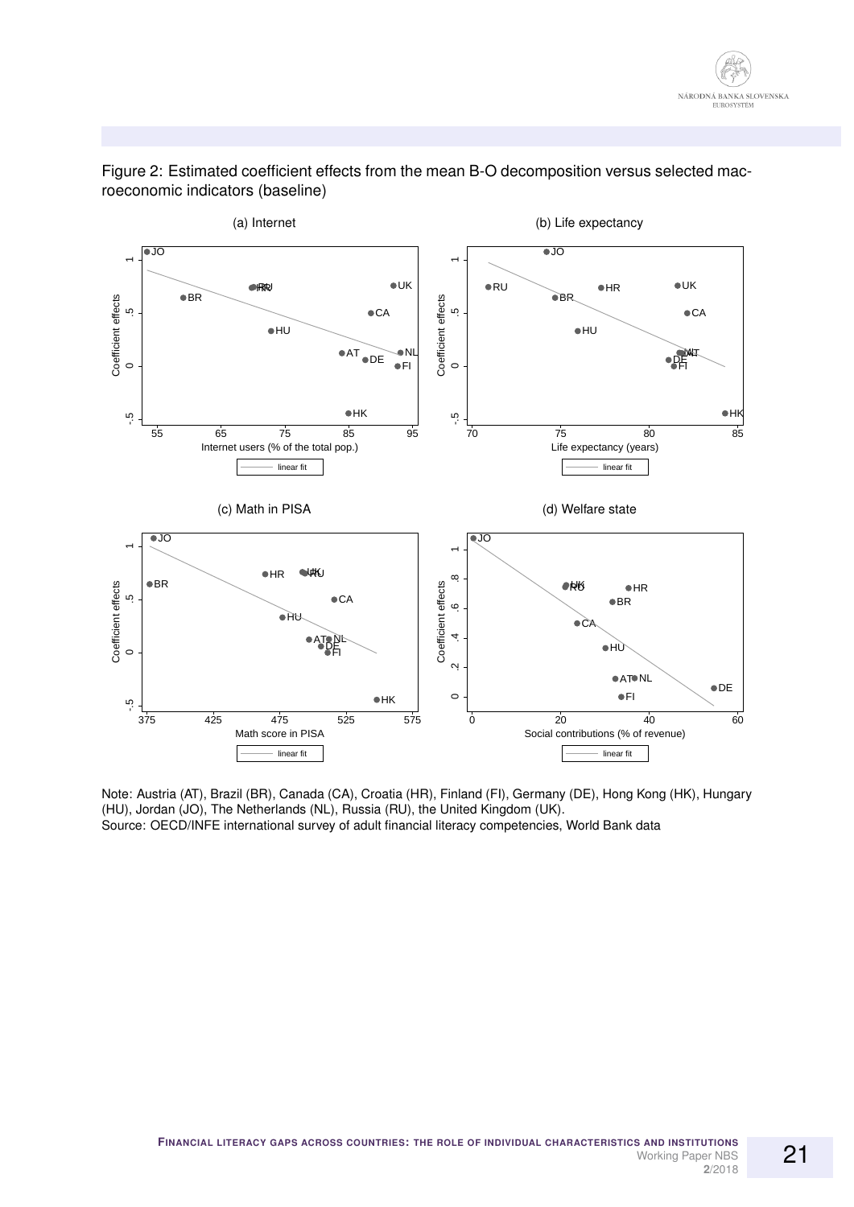Figure 2: Estimated coefficient effects from the mean B-O decomposition versus selected macroeconomic indicators (baseline)

Note: Austria (AT), Brazil (BR), Canada (CA), Croatia (HR), Finland (FI), Germany (DE), Hong Kong (HK), Hungary (HU), Jordan (JO), The Netherlands (NL), Russia (RU), the United Kingdom (UK).
Source: OECD/INFE international survey of adult financial literacy competencies, World Bank data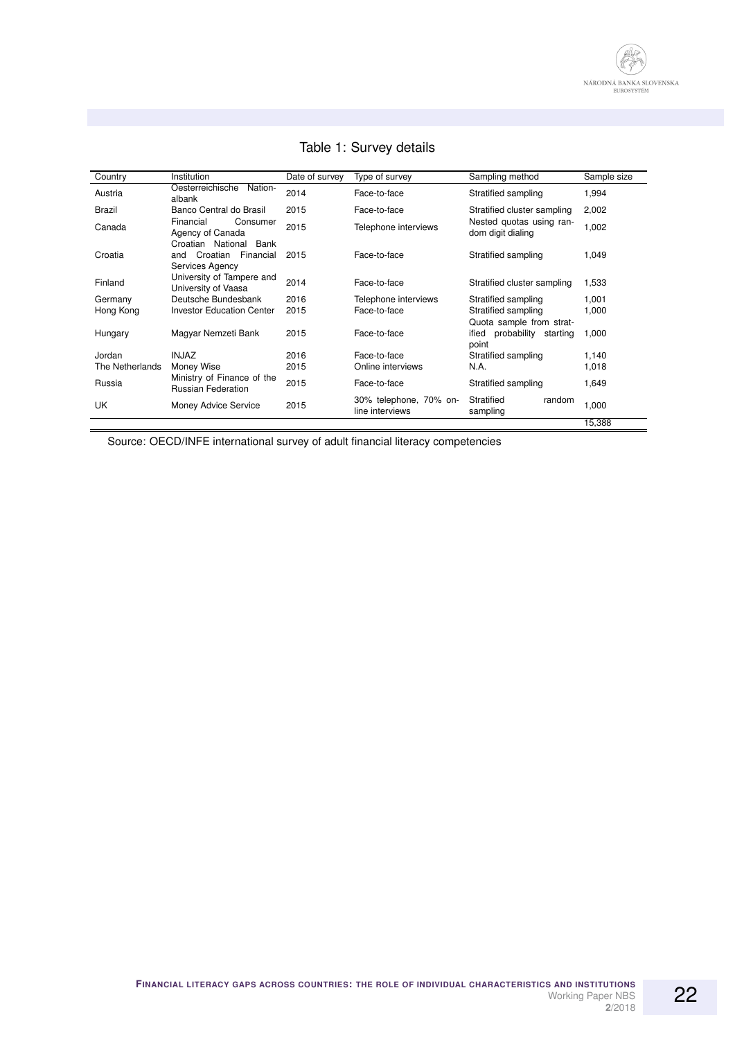Table 1: Survey details

| Country | Institution | Date of survey | Type of survey | Sampling method | Sample size |
|---|---|---|---|---|---|
| Austria | Oesterreichische Nationalbank | 2014 | Face-to-face | Stratified sampling | 1,994 |
| Brazil | Banco Central do Brasil | 2015 | Face-to-face | Stratified cluster sampling | 2,002 |
| Canada | Financial Consumer Agency of Canada | 2015 | Telephone interviews | Nested quotas using random digit dialing | 1,002 |
| Croatia | Croatian National Bank and Croatian Financial Services Agency | 2015 | Face-to-face | Stratified sampling | 1,049 |
| Finland | University of Tampere and University of Vaasa | 2014 | Face-to-face | Stratified cluster sampling | 1,533 |
| Germany | Deutsche Bundesbank | 2016 | Telephone interviews | Stratified sampling | 1,001 |
| Hong Kong | Investor Education Center | 2015 | Face-to-face | Stratified sampling | 1,000 |
| Hungary | Magyar Nemzeti Bank | 2015 | Face-to-face | Quota sample from stratified probability starting point | 1,000 |
| Jordan | INJAZ | 2016 | Face-to-face | Stratified sampling | 1,140 |
| The Netherlands | Money Wise | 2015 | Online interviews | N.A. | 1,018 |
| Russia | Ministry of Finance of the Russian Federation | 2015 | Face-to-face | Stratified sampling | 1,649 |
| UK | Money Advice Service | 2015 | 30% telephone, 70% online interviews | Stratified random sampling | 1,000 |
| | | | | | 15,388 |

Source: OECD/INFE international survey of adult financial literacy competencies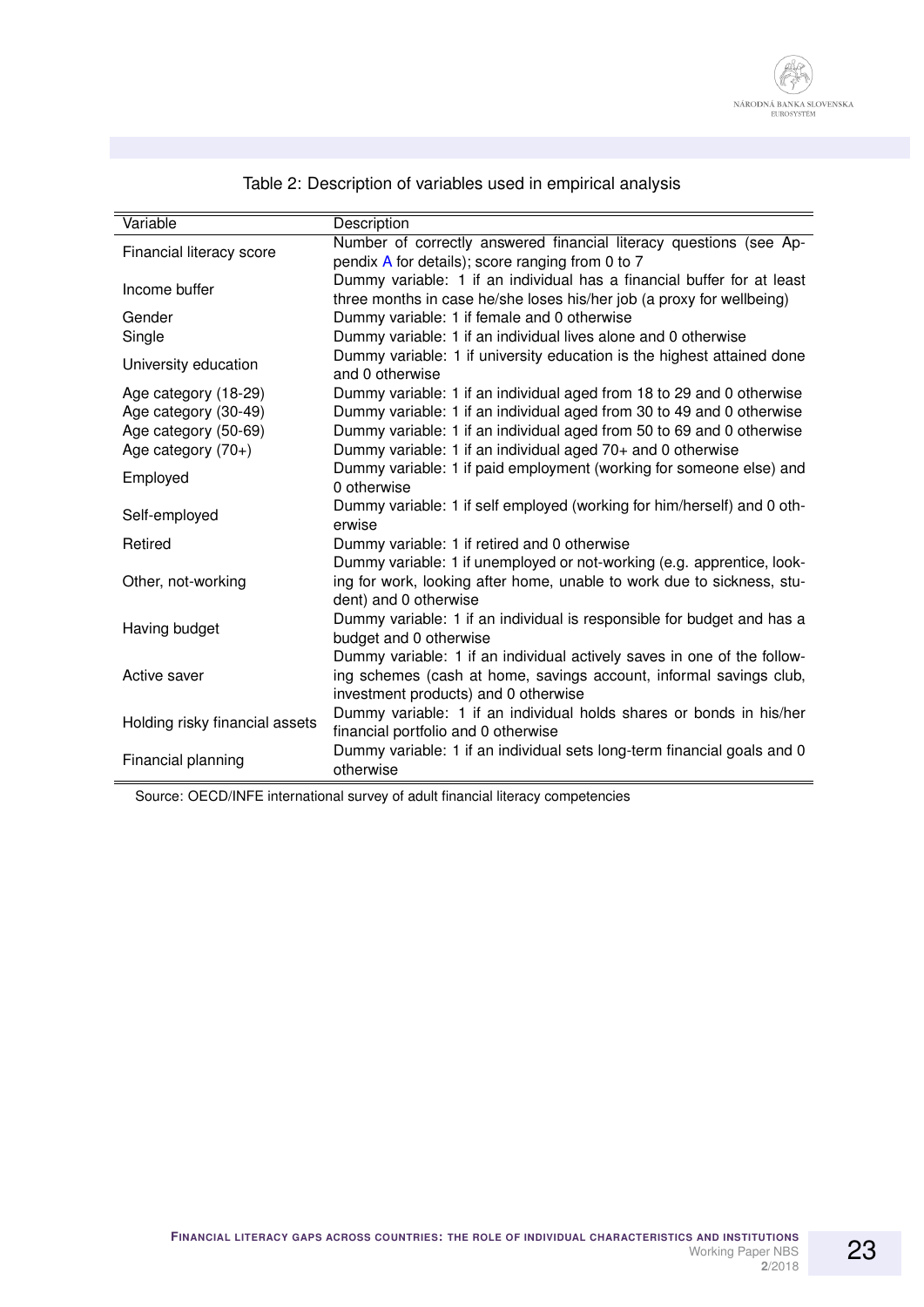Table 2: Description of variables used in empirical analysis

| Variable | Description |
|---|---|
| Financial literacy score | Number of correctly answered financial literacy questions (see Appendix A for details); score ranging from 0 to 7 |
| Income buffer | Dummy variable: 1 if an individual has a financial buffer for at least three months in case he/she loses his/her job (a proxy for wellbeing) |
| Gender | Dummy variable: 1 if female and 0 otherwise |
| Single | Dummy variable: 1 if an individual lives alone and 0 otherwise |
| University education | Dummy variable: 1 if university education is the highest attained done and 0 otherwise |
| Age category (18-29) | Dummy variable: 1 if an individual aged from 18 to 29 and 0 otherwise |
| Age category (30-49) | Dummy variable: 1 if an individual aged from 30 to 49 and 0 otherwise |
| Age category (50-69) | Dummy variable: 1 if an individual aged from 50 to 69 and 0 otherwise |
| Age category (70+) | Dummy variable: 1 if an individual aged 70+ and 0 otherwise |
| Employed | Dummy variable: 1 if paid employment (working for someone else) and 0 otherwise |
| Self-employed | Dummy variable: 1 if self employed (working for him/herself) and 0 otherwise |
| Retired | Dummy variable: 1 if retired and 0 otherwise |
| Other, not-working | Dummy variable: 1 if unemployed or not-working (e.g. apprentice, looking for work, looking after home, unable to work due to sickness, student) and 0 otherwise |
| Having budget | Dummy variable: 1 if an individual is responsible for budget and has a budget and 0 otherwise |
| Active saver | Dummy variable: 1 if an individual actively saves in one of the following schemes (cash at home, savings account, informal savings club, investment products) and 0 otherwise |
| Holding risky financial assets | Dummy variable: 1 if an individual holds shares or bonds in his/her financial portfolio and 0 otherwise |
| Financial planning | Dummy variable: 1 if an individual sets long-term financial goals and 0 otherwise |

Source: OECD/INFE international survey of adult financial literacy competencies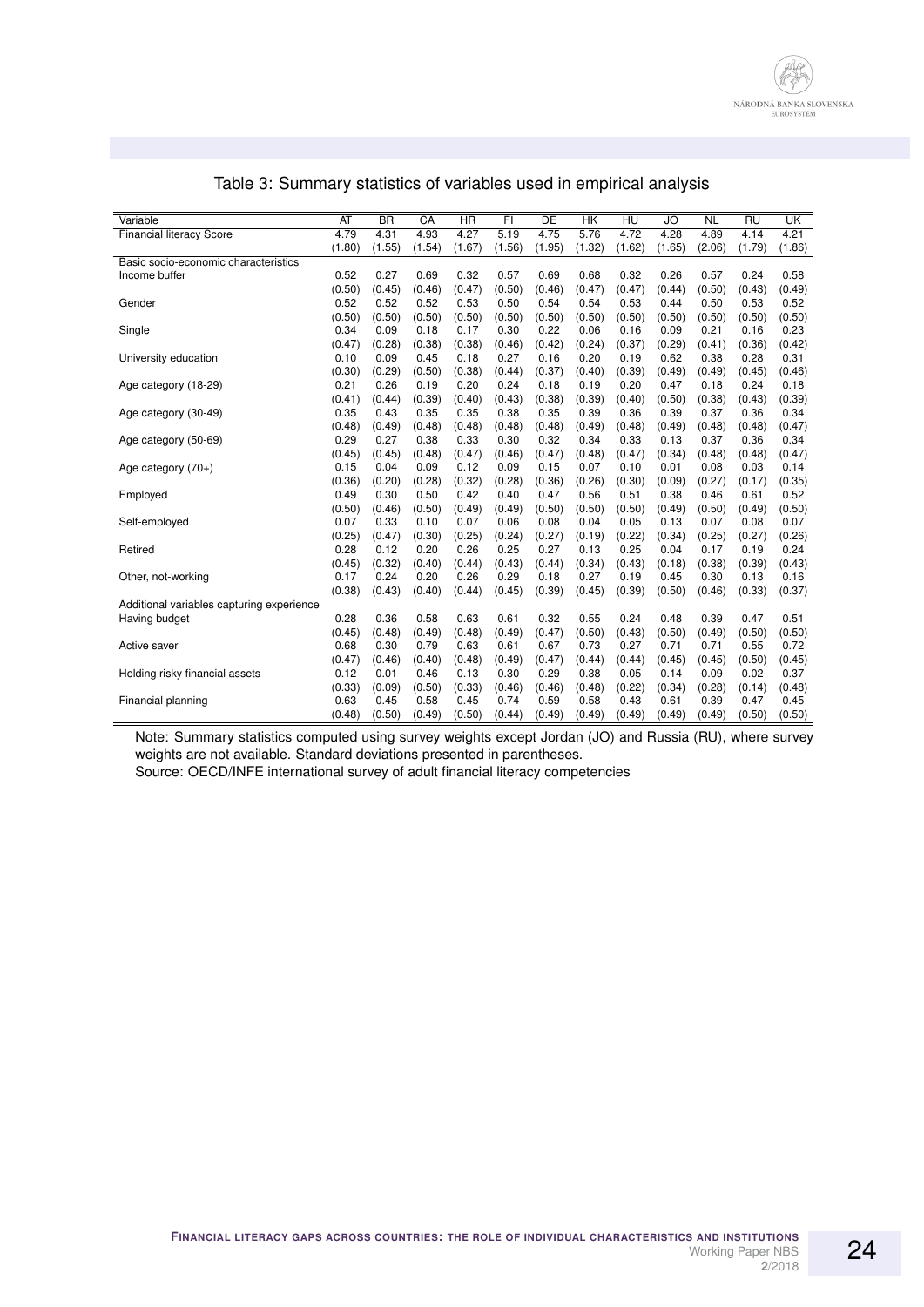Table 3: Summary statistics of variables used in empirical analysis

| Variable | AT | BR | CA | HR | FI | DE | HK | HU | JO | NL | RU | UK |
|---|---|---|---|---|---|---|---|---|---|---|---|---|
| Financial literacy Score | 4.79 | 4.31 | 4.93 | 4.27 | 5.19 | 4.75 | 5.76 | 4.72 | 4.28 | 4.89 | 4.14 | 4.21 |
| | (1.80) | (1.55) | (1.54) | (1.67) | (1.56) | (1.95) | (1.32) | (1.62) | (1.65) | (2.06) | (1.79) | (1.86) |
| Basic socio-economic characteristics | | | | | | | | | | | | |
| Income buffer | 0.52 | 0.27 | 0.69 | 0.32 | 0.57 | 0.69 | 0.68 | 0.32 | 0.26 | 0.57 | 0.24 | 0.58 |
| | (0.50) | (0.45) | (0.46) | (0.47) | (0.50) | (0.46) | (0.47) | (0.47) | (0.44) | (0.50) | (0.43) | (0.49) |
| Gender | 0.52 | 0.52 | 0.52 | 0.53 | 0.50 | 0.54 | 0.54 | 0.53 | 0.44 | 0.50 | 0.53 | 0.52 |
| | (0.50) | (0.50) | (0.50) | (0.50) | (0.50) | (0.50) | (0.50) | (0.50) | (0.50) | (0.50) | (0.50) | (0.50) |
| Single | 0.34 | 0.09 | 0.18 | 0.17 | 0.30 | 0.22 | 0.06 | 0.16 | 0.09 | 0.21 | 0.16 | 0.23 |
| | (0.47) | (0.28) | (0.38) | (0.38) | (0.46) | (0.42) | (0.24) | (0.37) | (0.29) | (0.41) | (0.36) | (0.42) |
| University education | 0.10 | 0.09 | 0.45 | 0.18 | 0.27 | 0.16 | 0.20 | 0.19 | 0.62 | 0.38 | 0.28 | 0.31 |
| | (0.30) | (0.29) | (0.50) | (0.38) | (0.44) | (0.37) | (0.40) | (0.39) | (0.49) | (0.49) | (0.45) | (0.46) |
| Age category (18-29) | 0.21 | 0.26 | 0.19 | 0.20 | 0.24 | 0.18 | 0.19 | 0.20 | 0.47 | 0.18 | 0.24 | 0.18 |
| | (0.41) | (0.44) | (0.39) | (0.40) | (0.43) | (0.38) | (0.39) | (0.40) | (0.50) | (0.38) | (0.43) | (0.39) |
| Age category (30-49) | 0.35 | 0.43 | 0.35 | 0.35 | 0.38 | 0.35 | 0.39 | 0.36 | 0.39 | 0.37 | 0.36 | 0.34 |
| | (0.48) | (0.49) | (0.48) | (0.48) | (0.48) | (0.48) | (0.49) | (0.48) | (0.49) | (0.48) | (0.48) | (0.47) |
| Age category (50-69) | 0.29 | 0.27 | 0.38 | 0.33 | 0.30 | 0.32 | 0.34 | 0.33 | 0.13 | 0.37 | 0.36 | 0.34 |
| | (0.45) | (0.45) | (0.48) | (0.47) | (0.46) | (0.47) | (0.48) | (0.47) | (0.34) | (0.48) | (0.48) | (0.47) |
| Age category (70+) | 0.15 | 0.04 | 0.09 | 0.12 | 0.09 | 0.15 | 0.07 | 0.10 | 0.01 | 0.08 | 0.03 | 0.14 |
| | (0.36) | (0.20) | (0.28) | (0.32) | (0.28) | (0.36) | (0.26) | (0.30) | (0.09) | (0.27) | (0.17) | (0.35) |
| Employed | 0.49 | 0.30 | 0.50 | 0.42 | 0.40 | 0.47 | 0.56 | 0.51 | 0.38 | 0.46 | 0.61 | 0.52 |
| | (0.50) | (0.46) | (0.50) | (0.49) | (0.49) | (0.50) | (0.50) | (0.50) | (0.49) | (0.50) | (0.49) | (0.50) |
| Self-employed | 0.07 | 0.33 | 0.10 | 0.07 | 0.06 | 0.08 | 0.04 | 0.05 | 0.13 | 0.07 | 0.08 | 0.07 |
| | (0.25) | (0.47) | (0.30) | (0.25) | (0.24) | (0.27) | (0.19) | (0.22) | (0.34) | (0.25) | (0.27) | (0.26) |
| Retired | 0.28 | 0.12 | 0.20 | 0.26 | 0.25 | 0.27 | 0.13 | 0.25 | 0.04 | 0.17 | 0.19 | 0.24 |
| | (0.45) | (0.32) | (0.40) | (0.44) | (0.43) | (0.44) | (0.34) | (0.43) | (0.18) | (0.38) | (0.39) | (0.43) |
| Other, not-working | 0.17 | 0.24 | 0.20 | 0.26 | 0.29 | 0.18 | 0.27 | 0.19 | 0.45 | 0.30 | 0.13 | 0.16 |
| | (0.38) | (0.43) | (0.40) | (0.44) | (0.45) | (0.39) | (0.45) | (0.39) | (0.50) | (0.46) | (0.33) | (0.37) |
| Additional variables capturing experience | | | | | | | | | | | | |
| Having budget | 0.28 | 0.36 | 0.58 | 0.63 | 0.61 | 0.32 | 0.55 | 0.24 | 0.48 | 0.39 | 0.47 | 0.51 |
| | (0.45) | (0.48) | (0.49) | (0.48) | (0.49) | (0.47) | (0.50) | (0.43) | (0.50) | (0.49) | (0.50) | (0.50) |
| Active saver | 0.68 | 0.30 | 0.79 | 0.63 | 0.61 | 0.67 | 0.73 | 0.27 | 0.71 | 0.71 | 0.55 | 0.72 |
| | (0.47) | (0.46) | (0.40) | (0.48) | (0.49) | (0.47) | (0.44) | (0.44) | (0.45) | (0.45) | (0.50) | (0.45) |
| Holding risky financial assets | 0.12 | 0.01 | 0.46 | 0.13 | 0.30 | 0.29 | 0.38 | 0.05 | 0.14 | 0.09 | 0.02 | 0.37 |
| | (0.33) | (0.09) | (0.50) | (0.33) | (0.46) | (0.46) | (0.48) | (0.22) | (0.34) | (0.28) | (0.14) | (0.48) |
| Financial planning | 0.63 | 0.45 | 0.58 | 0.45 | 0.74 | 0.59 | 0.58 | 0.43 | 0.61 | 0.39 | 0.47 | 0.45 |
| | (0.48) | (0.50) | (0.49) | (0.50) | (0.44) | (0.49) | (0.49) | (0.49) | (0.49) | (0.49) | (0.50) | (0.50) |

Note: Summary statistics computed using survey weights except Jordan (JO) and Russia (RU), where survey weights are not available. Standard deviations presented in parentheses.
Source: OECD/INFE international survey of adult financial literacy competencies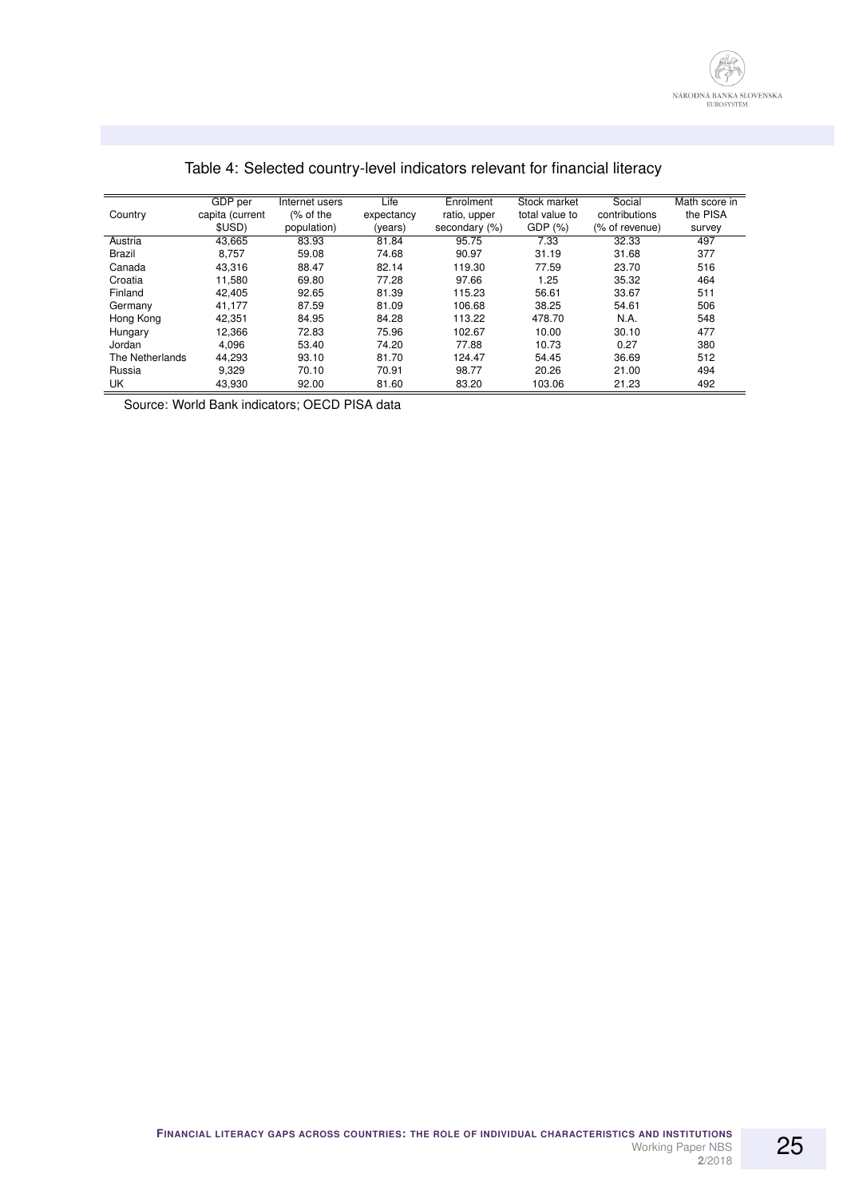Table 4: Selected country-level indicators relevant for financial literacy

| Country | GDP per capita (current $USD) | Internet users (% of the population) | Life expectancy (years) | Enrolment ratio, upper secondary (%) | Stock market total value to GDP (%) | Social contributions (% of revenue) | Math score in the PISA survey |
|---|---|---|---|---|---|---|---|
| Austria | 43,665 | 83.93 | 81.84 | 95.75 | 7.33 | 32.33 | 497 |
| Brazil | 8,757 | 59.08 | 74.68 | 90.97 | 31.19 | 31.68 | 377 |
| Canada | 43,316 | 88.47 | 82.14 | 119.30 | 77.59 | 23.70 | 516 |
| Croatia | 11,580 | 69.80 | 77.28 | 97.66 | 1.25 | 35.32 | 464 |
| Finland | 42,405 | 92.65 | 81.39 | 115.23 | 56.61 | 33.67 | 511 |
| Germany | 41,177 | 87.59 | 81.09 | 106.68 | 38.25 | 54.61 | 506 |
| Hong Kong | 42,351 | 84.95 | 84.28 | 113.22 | 478.70 | N.A. | 548 |
| Hungary | 12,366 | 72.83 | 75.96 | 102.67 | 10.00 | 30.10 | 477 |
| Jordan | 4,096 | 53.40 | 74.20 | 77.88 | 10.73 | 0.27 | 380 |
| The Netherlands | 44,293 | 93.10 | 81.70 | 124.47 | 54.45 | 36.69 | 512 |
| Russia | 9,329 | 70.10 | 70.91 | 98.77 | 20.26 | 21.00 | 494 |
| UK | 43,930 | 92.00 | 81.60 | 83.20 | 103.06 | 21.23 | 492 |

Source: World Bank indicators; OECD PISA data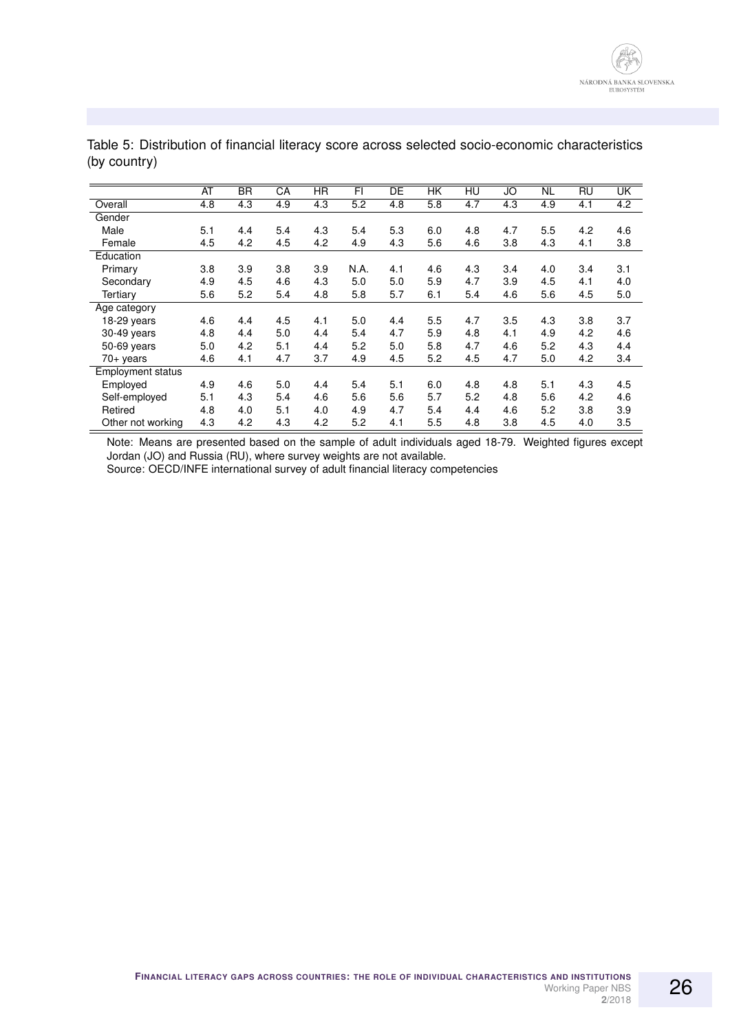Table 5: Distribution of financial literacy score across selected socio-economic characteristics (by country)

| | AT | BR | CA | HR | FI | DE | HK | HU | JO | NL | RU | UK |
|---|---|---|---|---|---|---|---|---|---|---|---|---|
| Overall | 4.8 | 4.3 | 4.9 | 4.3 | 5.2 | 4.8 | 5.8 | 4.7 | 4.3 | 4.9 | 4.1 | 4.2 |
| Gender | | | | | | | | | | | | |
| Male | 5.1 | 4.4 | 5.4 | 4.3 | 5.4 | 5.3 | 6.0 | 4.8 | 4.7 | 5.5 | 4.2 | 4.6 |
| Female | 4.5 | 4.2 | 4.5 | 4.2 | 4.9 | 4.3 | 5.6 | 4.6 | 3.8 | 4.3 | 4.1 | 3.8 |
| Education | | | | | | | | | | | | |
| Primary | 3.8 | 3.9 | 3.8 | 3.9 | N.A. | 4.1 | 4.6 | 4.3 | 3.4 | 4.0 | 3.4 | 3.1 |
| Secondary | 4.9 | 4.5 | 4.6 | 4.3 | 5.0 | 5.0 | 5.9 | 4.7 | 3.9 | 4.5 | 4.1 | 4.0 |
| Tertiary | 5.6 | 5.2 | 5.4 | 4.8 | 5.8 | 5.7 | 6.1 | 5.4 | 4.6 | 5.6 | 4.5 | 5.0 |
| Age category | | | | | | | | | | | | |
| 18-29 years | 4.6 | 4.4 | 4.5 | 4.1 | 5.0 | 4.4 | 5.5 | 4.7 | 3.5 | 4.3 | 3.8 | 3.7 |
| 30-49 years | 4.8 | 4.4 | 5.0 | 4.4 | 5.4 | 4.7 | 5.9 | 4.8 | 4.1 | 4.9 | 4.2 | 4.6 |
| 50-69 years | 5.0 | 4.2 | 5.1 | 4.4 | 5.2 | 5.0 | 5.8 | 4.7 | 4.6 | 5.2 | 4.3 | 4.4 |
| 70+ years | 4.6 | 4.1 | 4.7 | 3.7 | 4.9 | 4.5 | 5.2 | 4.5 | 4.7 | 5.0 | 4.2 | 3.4 |
| Employment status | | | | | | | | | | | | |
| Employed | 4.9 | 4.6 | 5.0 | 4.4 | 5.4 | 5.1 | 6.0 | 4.8 | 4.8 | 5.1 | 4.3 | 4.5 |
| Self-employed | 5.1 | 4.3 | 5.4 | 4.6 | 5.6 | 5.6 | 5.7 | 5.2 | 4.8 | 5.6 | 4.2 | 4.6 |
| Retired | 4.8 | 4.0 | 5.1 | 4.0 | 4.9 | 4.7 | 5.4 | 4.4 | 4.6 | 5.2 | 3.8 | 3.9 |
| Other not working | 4.3 | 4.2 | 4.3 | 4.2 | 5.2 | 4.1 | 5.5 | 4.8 | 3.8 | 4.5 | 4.0 | 3.5 |

Note: Means are presented based on the sample of adult individuals aged 18-79. Weighted figures except Jordan (JO) and Russia (RU), where survey weights are not available.
Source: OECD/INFE international survey of adult financial literacy competencies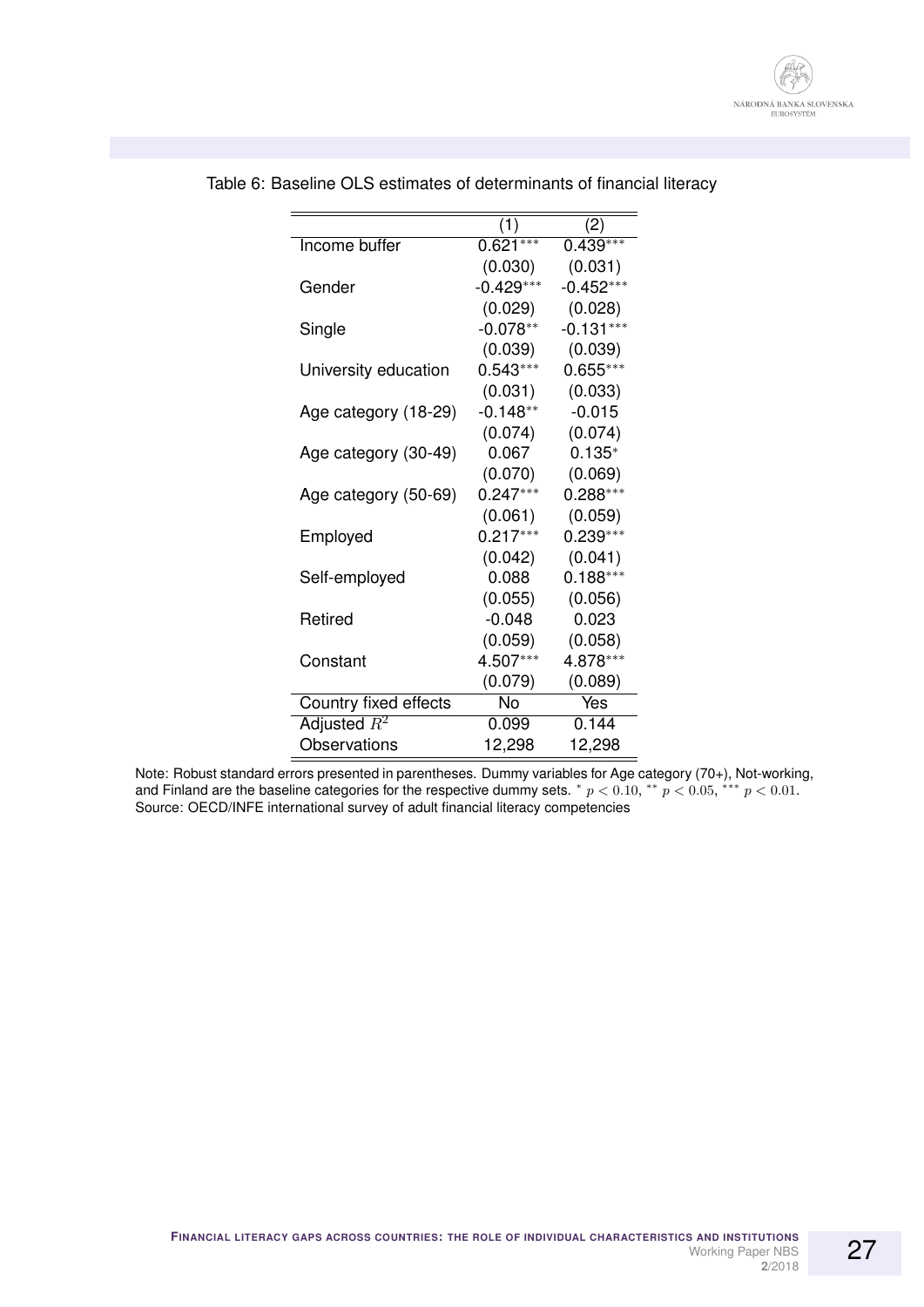Table 6: Baseline OLS estimates of determinants of financial literacy

| | (1) | (2) |
|---|---|---|
| Income buffer | 0.621*** | 0.439*** |
| | (0.030) | (0.031) |
| Gender | -0.429*** | -0.452*** |
| | (0.029) | (0.028) |
| Single | -0.078** | -0.131*** |
| | (0.039) | (0.039) |
| University education | 0.543*** | 0.655*** |
| | (0.031) | (0.033) |
| Age category (18-29) | -0.148** | -0.015 |
| | (0.074) | (0.074) |
| Age category (30-49) | 0.067 | 0.135* |
| | (0.070) | (0.069) |
| Age category (50-69) | 0.247*** | 0.288*** |
| | (0.061) | (0.059) |
| Employed | 0.217*** | 0.239*** |
| | (0.042) | (0.041) |
| Self-employed | 0.088 | 0.188*** |
| | (0.055) | (0.056) |
| Retired | -0.048 | 0.023 |
| | (0.059) | (0.058) |
| Constant | 4.507*** | 4.878*** |
| | (0.079) | (0.089) |
| Country fixed effects | No | Yes |
| Adjusted $R^2$ | 0.099 | 0.144 |
| Observations | 12,298 | 12,298 |

Note: Robust standard errors presented in parentheses. Dummy variables for Age category (70+), Not-working, and Finland are the baseline categories for the respective dummy sets. * $p < 0.10$, ** $p < 0.05$, *** $p < 0.01$.
Source: OECD/INFE international survey of adult financial literacy competencies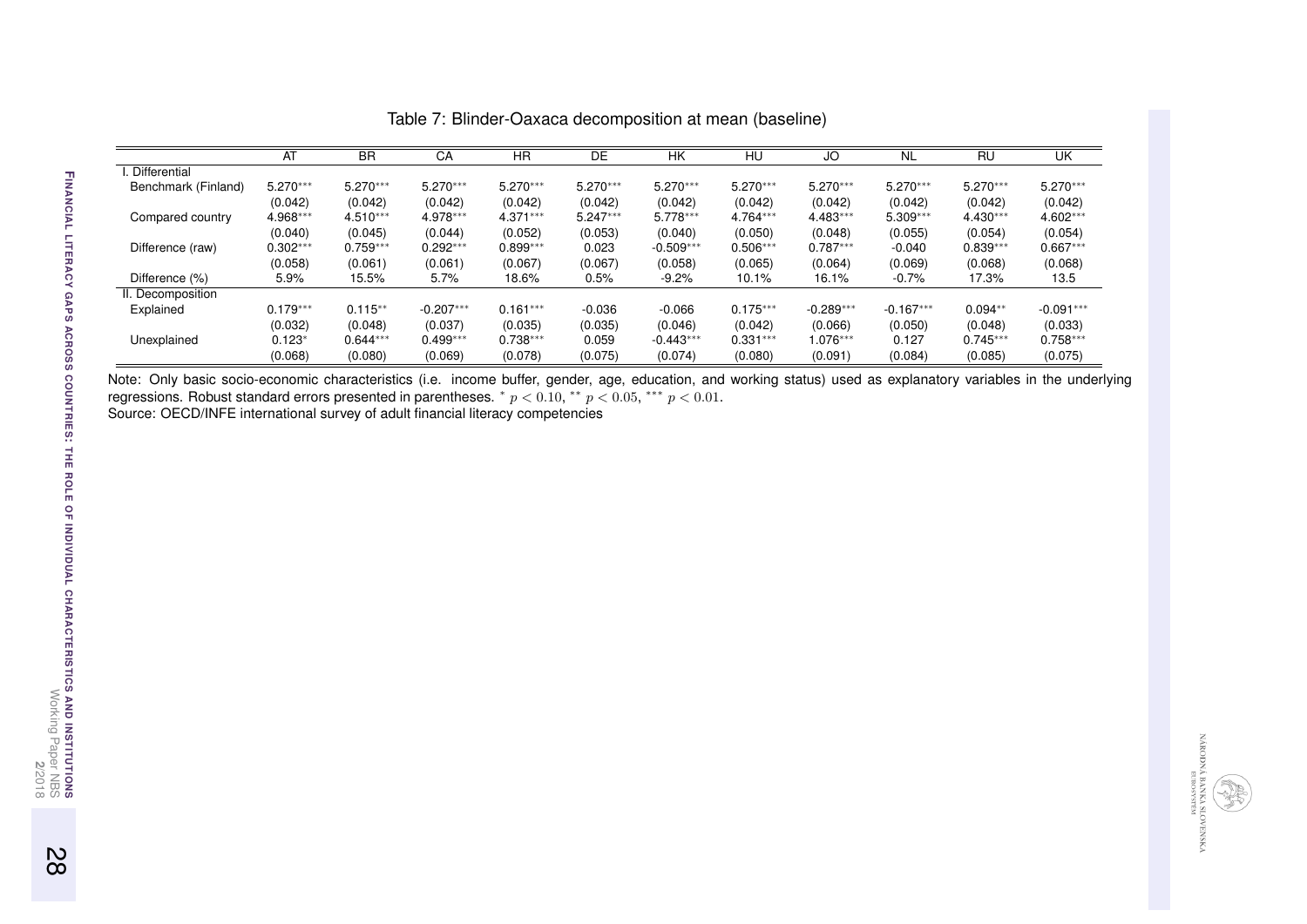Table 7: Blinder-Oaxaca decomposition at mean (baseline)

| | AT | BR | CA | HR | DE | HK | HU | JO | NL | RU | UK |
|---|---|---|---|---|---|---|---|---|---|---|---|
| I. Differential | | | | | | | | | | | |
| Benchmark (Finland) | 5.270*** | 5.270*** | 5.270*** | 5.270*** | 5.270*** | 5.270*** | 5.270*** | 5.270*** | 5.270*** | 5.270*** | 5.270*** |
| | (0.042) | (0.042) | (0.042) | (0.042) | (0.042) | (0.042) | (0.042) | (0.042) | (0.042) | (0.042) | (0.042) |
| Compared country | 4.968*** | 4.510*** | 4.978*** | 4.371*** | 5.247*** | 5.778*** | 4.764*** | 4.483*** | 5.309*** | 4.430*** | 4.602*** |
| | (0.040) | (0.045) | (0.044) | (0.052) | (0.053) | (0.040) | (0.050) | (0.048) | (0.055) | (0.054) | (0.054) |
| Difference (raw) | 0.302*** | 0.759*** | 0.292*** | 0.899*** | 0.023 | -0.509*** | 0.506*** | 0.787*** | -0.040 | 0.839*** | 0.667*** |
| | (0.058) | (0.061) | (0.061) | (0.067) | (0.067) | (0.058) | (0.065) | (0.064) | (0.069) | (0.068) | (0.068) |
| Difference (%) | 5.9% | 15.5% | 5.7% | 18.6% | 0.5% | -9.2% | 10.1% | 16.1% | -0.7% | 17.3% | 13.5 |
| II. Decomposition | | | | | | | | | | | |
| Explained | 0.179*** | 0.115** | -0.207*** | 0.161*** | -0.036 | -0.066 | 0.175*** | -0.289*** | -0.167*** | 0.094** | -0.091*** |
| | (0.032) | (0.048) | (0.037) | (0.035) | (0.035) | (0.046) | (0.042) | (0.066) | (0.050) | (0.048) | (0.033) |
| Unexplained | 0.123* | 0.644*** | 0.499*** | 0.738*** | 0.059 | -0.443*** | 0.331*** | 1.076*** | 0.127 | 0.745*** | 0.758*** |
| | (0.068) | (0.080) | (0.069) | (0.078) | (0.075) | (0.074) | (0.080) | (0.091) | (0.084) | (0.085) | (0.075) |

Note: Only basic socio-economic characteristics (i.e. income buffer, gender, age, education, and working status) used as explanatory variables in the underlying regressions. Robust standard errors presented in parentheses. * $p < 0.10$, ** $p < 0.05$, *** $p < 0.01$.
Source: OECD/INFE international survey of adult financial literacy competencies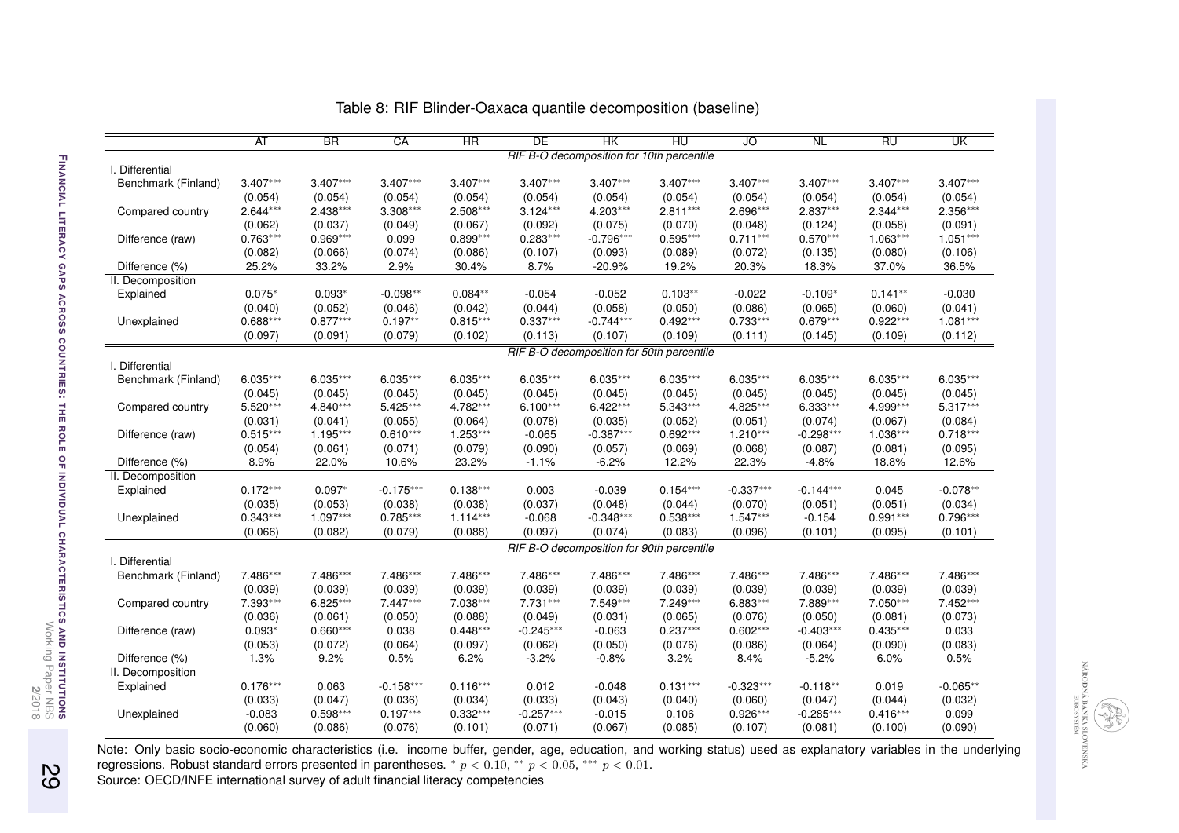Table 8: RIF Blinder-Oaxaca quantile decomposition (baseline)

| | AT | BR | CA | HR | DE | HK | HU | JO | NL | RU | UK |
|---|---|---|---|---|---|---|---|---|---|---|---|
| | *RIF B-O decomposition for 10th percentile* | | | | | | | | | | |
| I. Differential | | | | | | | | | | | |
| Benchmark (Finland) | 3.407*** | 3.407*** | 3.407*** | 3.407*** | 3.407*** | 3.407*** | 3.407*** | 3.407*** | 3.407*** | 3.407*** | 3.407*** |
| | (0.054) | (0.054) | (0.054) | (0.054) | (0.054) | (0.054) | (0.054) | (0.054) | (0.054) | (0.054) | (0.054) |
| Compared country | 2.644*** | 2.438*** | 3.308*** | 2.508*** | 3.124*** | 4.203*** | 2.811*** | 2.696*** | 2.837*** | 2.344*** | 2.356*** |
| | (0.062) | (0.037) | (0.049) | (0.067) | (0.092) | (0.075) | (0.070) | (0.048) | (0.124) | (0.058) | (0.091) |
| Difference (raw) | 0.763*** | 0.969*** | 0.099 | 0.899*** | 0.283*** | -0.796*** | 0.595*** | 0.711*** | 0.570*** | 1.063*** | 1.051*** |
| | (0.082) | (0.066) | (0.074) | (0.086) | (0.107) | (0.093) | (0.089) | (0.072) | (0.135) | (0.080) | (0.106) |
| Difference (%) | 25.2% | 33.2% | 2.9% | 30.4% | 8.7% | -20.9% | 19.2% | 20.3% | 18.3% | 37.0% | 36.5% |
| II. Decomposition | | | | | | | | | | | |
| Explained | 0.075* | 0.093* | -0.098** | 0.084** | -0.054 | -0.052 | 0.103** | -0.022 | -0.109* | 0.141** | -0.030 |
| | (0.040) | (0.052) | (0.046) | (0.042) | (0.044) | (0.058) | (0.050) | (0.086) | (0.065) | (0.060) | (0.041) |
| Unexplained | 0.688*** | 0.877*** | 0.197** | 0.815*** | 0.337*** | -0.744*** | 0.492*** | 0.733*** | 0.679*** | 0.922*** | 1.081*** |
| | (0.097) | (0.091) | (0.079) | (0.102) | (0.113) | (0.107) | (0.109) | (0.111) | (0.145) | (0.109) | (0.112) |
| | *RIF B-O decomposition for 50th percentile* | | | | | | | | | | |
| I. Differential | | | | | | | | | | | |
| Benchmark (Finland) | 6.035*** | 6.035*** | 6.035*** | 6.035*** | 6.035*** | 6.035*** | 6.035*** | 6.035*** | 6.035*** | 6.035*** | 6.035*** |
| | (0.045) | (0.045) | (0.045) | (0.045) | (0.045) | (0.045) | (0.045) | (0.045) | (0.045) | (0.045) | (0.045) |
| Compared country | 5.520*** | 4.840*** | 5.425*** | 4.782*** | 6.100*** | 6.422*** | 5.343*** | 4.825*** | 6.333*** | 4.999*** | 5.317*** |
| | (0.031) | (0.041) | (0.055) | (0.064) | (0.078) | (0.035) | (0.052) | (0.051) | (0.074) | (0.067) | (0.084) |
| Difference (raw) | 0.515*** | 1.195*** | 0.610*** | 1.253*** | -0.065 | -0.387*** | 0.692*** | 1.210*** | -0.298*** | 1.036*** | 0.718*** |
| | (0.054) | (0.061) | (0.071) | (0.079) | (0.090) | (0.057) | (0.069) | (0.068) | (0.087) | (0.081) | (0.095) |
| Difference (%) | 8.9% | 22.0% | 10.6% | 23.2% | -1.1% | -6.2% | 12.2% | 22.3% | -4.8% | 18.8% | 12.6% |
| II. Decomposition | | | | | | | | | | | |
| Explained | 0.172*** | 0.097* | -0.175*** | 0.138*** | 0.003 | -0.039 | 0.154*** | -0.337*** | -0.144*** | 0.045 | -0.078** |
| | (0.035) | (0.053) | (0.038) | (0.038) | (0.037) | (0.048) | (0.044) | (0.070) | (0.051) | (0.051) | (0.034) |
| Unexplained | 0.343*** | 1.097*** | 0.785*** | 1.114*** | -0.068 | -0.348*** | 0.538*** | 1.547*** | -0.154 | 0.991*** | 0.796*** |
| | (0.066) | (0.082) | (0.079) | (0.088) | (0.097) | (0.074) | (0.083) | (0.096) | (0.101) | (0.095) | (0.101) |
| | *RIF B-O decomposition for 90th percentile* | | | | | | | | | | |
| I. Differential | | | | | | | | | | | |
| Benchmark (Finland) | 7.486*** | 7.486*** | 7.486*** | 7.486*** | 7.486*** | 7.486*** | 7.486*** | 7.486*** | 7.486*** | 7.486*** | 7.486*** |
| | (0.039) | (0.039) | (0.039) | (0.039) | (0.039) | (0.039) | (0.039) | (0.039) | (0.039) | (0.039) | (0.039) |
| Compared country | 7.393*** | 6.825*** | 7.447*** | 7.038*** | 7.731*** | 7.549*** | 7.249*** | 6.883*** | 7.889*** | 7.050*** | 7.452*** |
| | (0.036) | (0.061) | (0.050) | (0.088) | (0.049) | (0.031) | (0.065) | (0.076) | (0.050) | (0.081) | (0.073) |
| Difference (raw) | 0.093* | 0.660*** | 0.038 | 0.448*** | -0.245*** | -0.063 | 0.237*** | 0.602*** | -0.403*** | 0.435*** | 0.033 |
| | (0.053) | (0.072) | (0.064) | (0.097) | (0.062) | (0.050) | (0.076) | (0.086) | (0.064) | (0.090) | (0.083) |
| Difference (%) | 1.3% | 9.2% | 0.5% | 6.2% | -3.2% | -0.8% | 3.2% | 8.4% | -5.2% | 6.0% | 0.5% |
| II. Decomposition | | | | | | | | | | | |
| Explained | 0.176*** | 0.063 | -0.158*** | 0.116*** | 0.012 | -0.048 | 0.131*** | -0.323*** | -0.118** | 0.019 | -0.065** |
| | (0.033) | (0.047) | (0.036) | (0.034) | (0.033) | (0.043) | (0.040) | (0.060) | (0.047) | (0.044) | (0.032) |
| Unexplained | -0.083 | 0.598*** | 0.197*** | 0.332*** | -0.257*** | -0.015 | 0.106 | 0.926*** | -0.285*** | 0.416*** | 0.099 |
| | (0.060) | (0.086) | (0.076) | (0.101) | (0.071) | (0.067) | (0.085) | (0.107) | (0.081) | (0.100) | (0.090) |

Note: Only basic socio-economic characteristics (i.e. income buffer, gender, age, education, and working status) used as explanatory variables in the underlying regressions. Robust standard errors presented in parentheses. * $p < 0.10$, ** $p < 0.05$, *** $p < 0.01$.
Source: OECD/INFE international survey of adult financial literacy competencies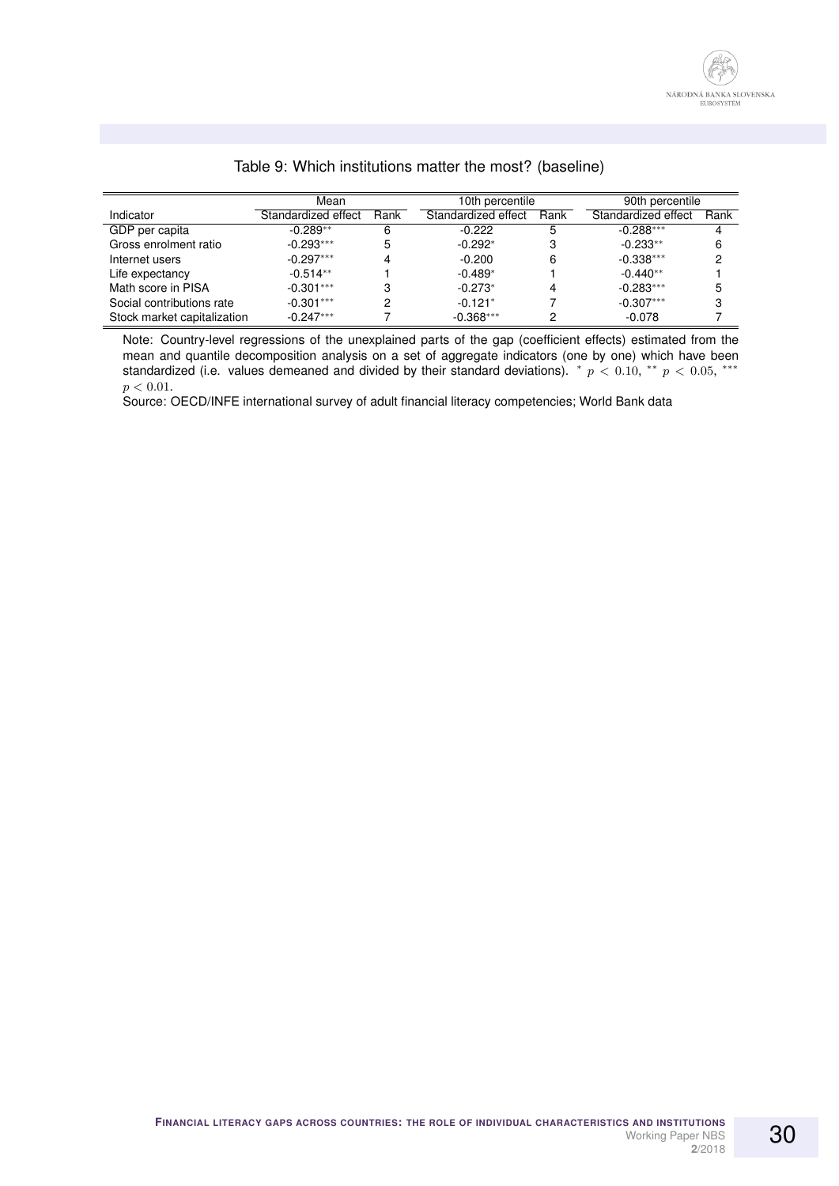Table 9: Which institutions matter the most? (baseline)

| | Mean | | 10th percentile | | 90th percentile | |
|---|---|---|---|---|---|---|
| Indicator | Standardized effect | Rank | Standardized effect | Rank | Standardized effect | Rank |
| GDP per capita | -0.289** | 6 | -0.222 | 5 | -0.288*** | 4 |
| Gross enrolment ratio | -0.293*** | 5 | -0.292* | 3 | -0.233** | 6 |
| Internet users | -0.297*** | 4 | -0.200 | 6 | -0.338*** | 2 |
| Life expectancy | -0.514** | 1 | -0.489* | 1 | -0.440** | 1 |
| Math score in PISA | -0.301*** | 3 | -0.273* | 4 | -0.283*** | 5 |
| Social contributions rate | -0.301*** | 2 | -0.121* | 7 | -0.307*** | 3 |
| Stock market capitalization | -0.247*** | 7 | -0.368*** | 2 | -0.078 | 7 |

Note: Country-level regressions of the unexplained parts of the gap (coefficient effects) estimated from the mean and quantile decomposition analysis on a set of aggregate indicators (one by one) which have been standardized (i.e. values demeaned and divided by their standard deviations). * $p < 0.10$, ** $p < 0.05$, *** $p < 0.01$.

Source: OECD/INFE international survey of adult financial literacy competencies; World Bank data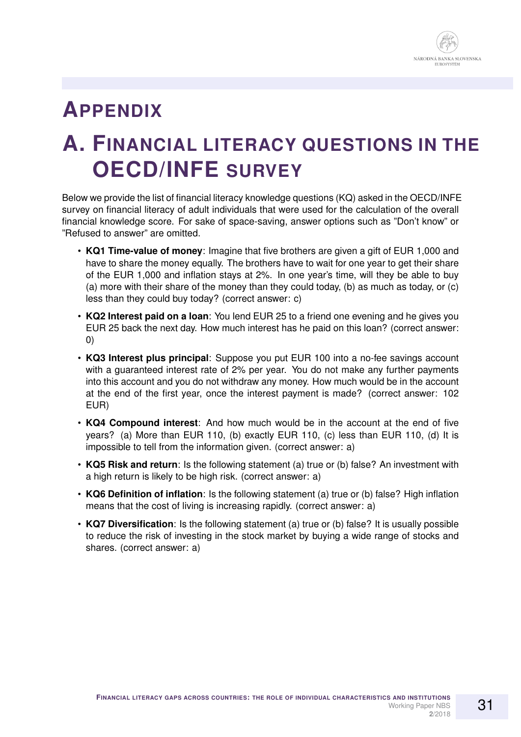# Appendix

## A. Financial literacy questions in the OECD/INFE survey

Below we provide the list of financial literacy knowledge questions (KQ) asked in the OECD/INFE survey on financial literacy of adult individuals that were used for the calculation of the overall financial knowledge score. For sake of space-saving, answer options such as "Don't know" or "Refused to answer" are omitted.

- **KQ1 Time-value of money**: Imagine that five brothers are given a gift of EUR 1,000 and have to share the money equally. The brothers have to wait for one year to get their share of the EUR 1,000 and inflation stays at 2%. In one year's time, will they be able to buy (a) more with their share of the money than they could today, (b) as much as today, or (c) less than they could buy today? (correct answer: c)
- **KQ2 Interest paid on a loan**: You lend EUR 25 to a friend one evening and he gives you EUR 25 back the next day. How much interest has he paid on this loan? (correct answer: 0)
- **KQ3 Interest plus principal**: Suppose you put EUR 100 into a no-fee savings account with a guaranteed interest rate of 2% per year. You do not make any further payments into this account and you do not withdraw any money. How much would be in the account at the end of the first year, once the interest payment is made? (correct answer: 102 EUR)
- **KQ4 Compound interest**: And how much would be in the account at the end of five years? (a) More than EUR 110, (b) exactly EUR 110, (c) less than EUR 110, (d) It is impossible to tell from the information given. (correct answer: a)
- **KQ5 Risk and return**: Is the following statement (a) true or (b) false? An investment with a high return is likely to be high risk. (correct answer: a)
- **KQ6 Definition of inflation**: Is the following statement (a) true or (b) false? High inflation means that the cost of living is increasing rapidly. (correct answer: a)
- **KQ7 Diversification**: Is the following statement (a) true or (b) false? It is usually possible to reduce the risk of investing in the stock market by buying a wide range of stocks and shares. (correct answer: a)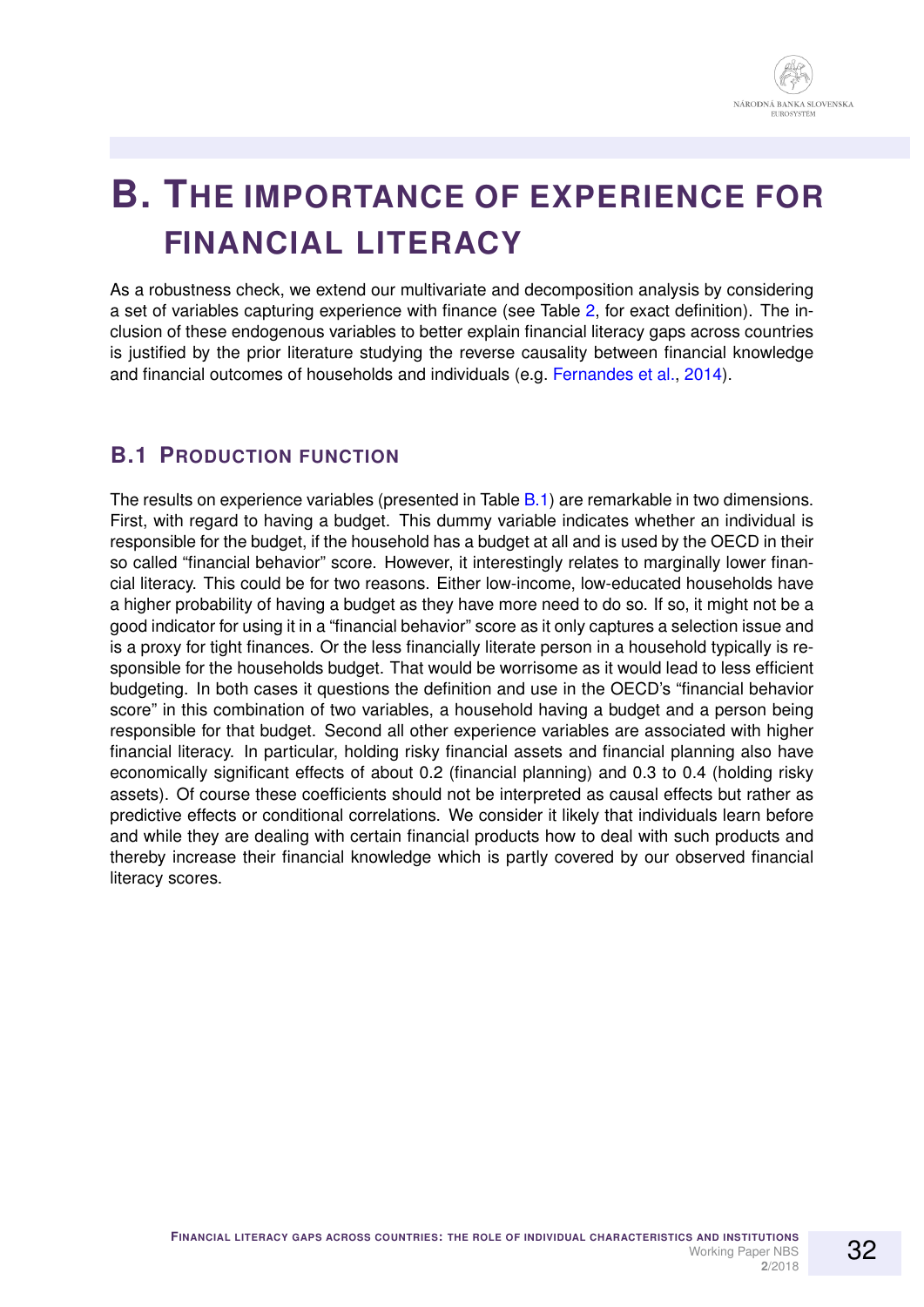# B. THE IMPORTANCE OF EXPERIENCE FOR FINANCIAL LITERACY

As a robustness check, we extend our multivariate and decomposition analysis by considering a set of variables capturing experience with finance (see Table 2, for exact definition). The inclusion of these endogenous variables to better explain financial literacy gaps across countries is justified by the prior literature studying the reverse causality between financial knowledge and financial outcomes of households and individuals (e.g. Fernandes et al., 2014).

## B.1 PRODUCTION FUNCTION

The results on experience variables (presented in Table B.1) are remarkable in two dimensions. First, with regard to having a budget. This dummy variable indicates whether an individual is responsible for the budget, if the household has a budget at all and is used by the OECD in their so called "financial behavior" score. However, it interestingly relates to marginally lower financial literacy. This could be for two reasons. Either low-income, low-educated households have a higher probability of having a budget as they have more need to do so. If so, it might not be a good indicator for using it in a "financial behavior" score as it only captures a selection issue and is a proxy for tight finances. Or the less financially literate person in a household typically is responsible for the households budget. That would be worrisome as it would lead to less efficient budgeting. In both cases it questions the definition and use in the OECD's "financial behavior score" in this combination of two variables, a household having a budget and a person being responsible for that budget. Second all other experience variables are associated with higher financial literacy. In particular, holding risky financial assets and financial planning also have economically significant effects of about 0.2 (financial planning) and 0.3 to 0.4 (holding risky assets). Of course these coefficients should not be interpreted as causal effects but rather as predictive effects or conditional correlations. We consider it likely that individuals learn before and while they are dealing with certain financial products how to deal with such products and thereby increase their financial knowledge which is partly covered by our observed financial literacy scores.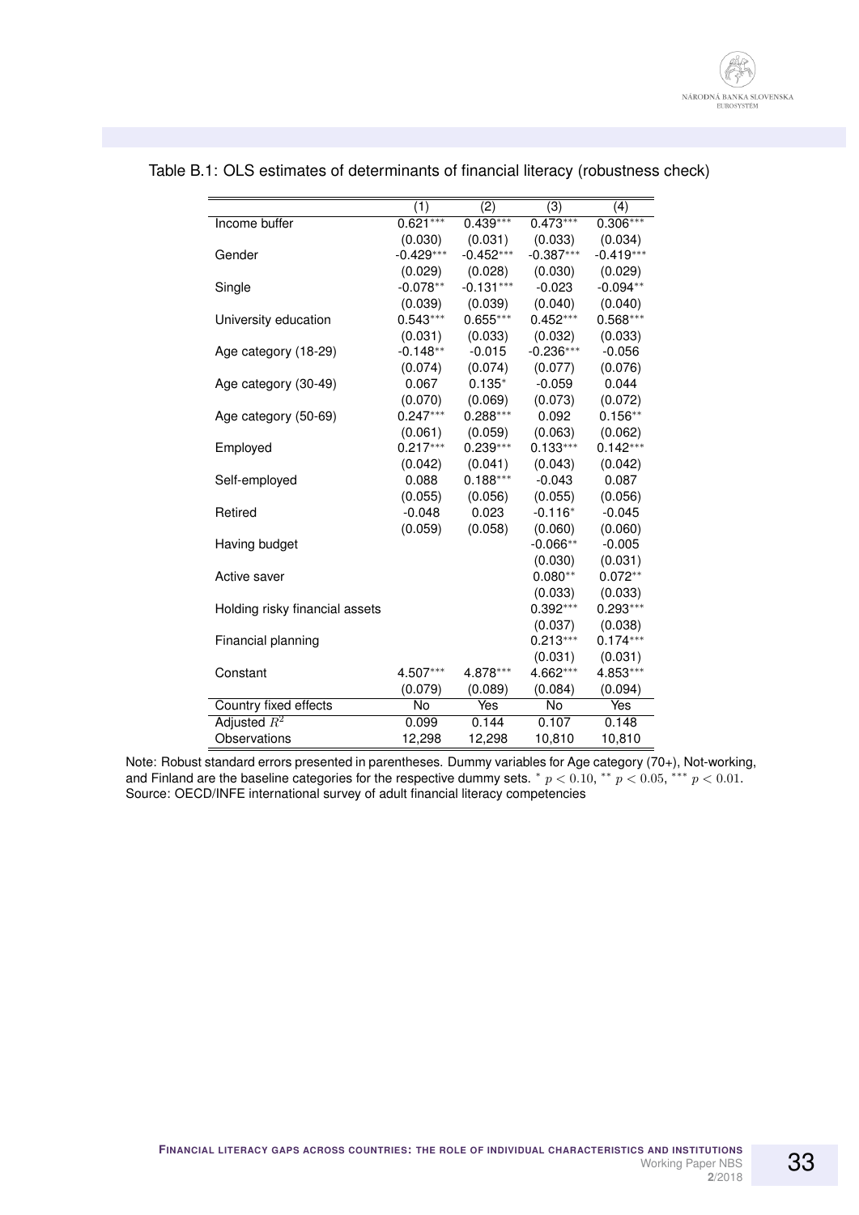Table B.1: OLS estimates of determinants of financial literacy (robustness check)

| | (1) | (2) | (3) | (4) |
|---|---|---|---|---|
| Income buffer | 0.621*** | 0.439*** | 0.473*** | 0.306*** |
| | (0.030) | (0.031) | (0.033) | (0.034) |
| Gender | -0.429*** | -0.452*** | -0.387*** | -0.419*** |
| | (0.029) | (0.028) | (0.030) | (0.029) |
| Single | -0.078** | -0.131*** | -0.023 | -0.094** |
| | (0.039) | (0.039) | (0.040) | (0.040) |
| University education | 0.543*** | 0.655*** | 0.452*** | 0.568*** |
| | (0.031) | (0.033) | (0.032) | (0.033) |
| Age category (18-29) | -0.148** | -0.015 | -0.236*** | -0.056 |
| | (0.074) | (0.074) | (0.077) | (0.076) |
| Age category (30-49) | 0.067 | 0.135* | -0.059 | 0.044 |
| | (0.070) | (0.069) | (0.073) | (0.072) |
| Age category (50-69) | 0.247*** | 0.288*** | 0.092 | 0.156** |
| | (0.061) | (0.059) | (0.063) | (0.062) |
| Employed | 0.217*** | 0.239*** | 0.133*** | 0.142*** |
| | (0.042) | (0.041) | (0.043) | (0.042) |
| Self-employed | 0.088 | 0.188*** | -0.043 | 0.087 |
| | (0.055) | (0.056) | (0.055) | (0.056) |
| Retired | -0.048 | 0.023 | -0.116* | -0.045 |
| | (0.059) | (0.058) | (0.060) | (0.060) |
| Having budget | | | -0.066** | -0.005 |
| | | | (0.030) | (0.031) |
| Active saver | | | 0.080** | 0.072** |
| | | | (0.033) | (0.033) |
| Holding risky financial assets | | | 0.392*** | 0.293*** |
| | | | (0.037) | (0.038) |
| Financial planning | | | 0.213*** | 0.174*** |
| | | | (0.031) | (0.031) |
| Constant | 4.507*** | 4.878*** | 4.662*** | 4.853*** |
| | (0.079) | (0.089) | (0.084) | (0.094) |
| Country fixed effects | No | Yes | No | Yes |
| Adjusted $R^2$ | 0.099 | 0.144 | 0.107 | 0.148 |
| Observations | 12,298 | 12,298 | 10,810 | 10,810 |

Note: Robust standard errors presented in parentheses. Dummy variables for Age category (70+), Not-working, and Finland are the baseline categories for the respective dummy sets. * $p < 0.10$, ** $p < 0.05$, *** $p < 0.01$.
Source: OECD/INFE international survey of adult financial literacy competencies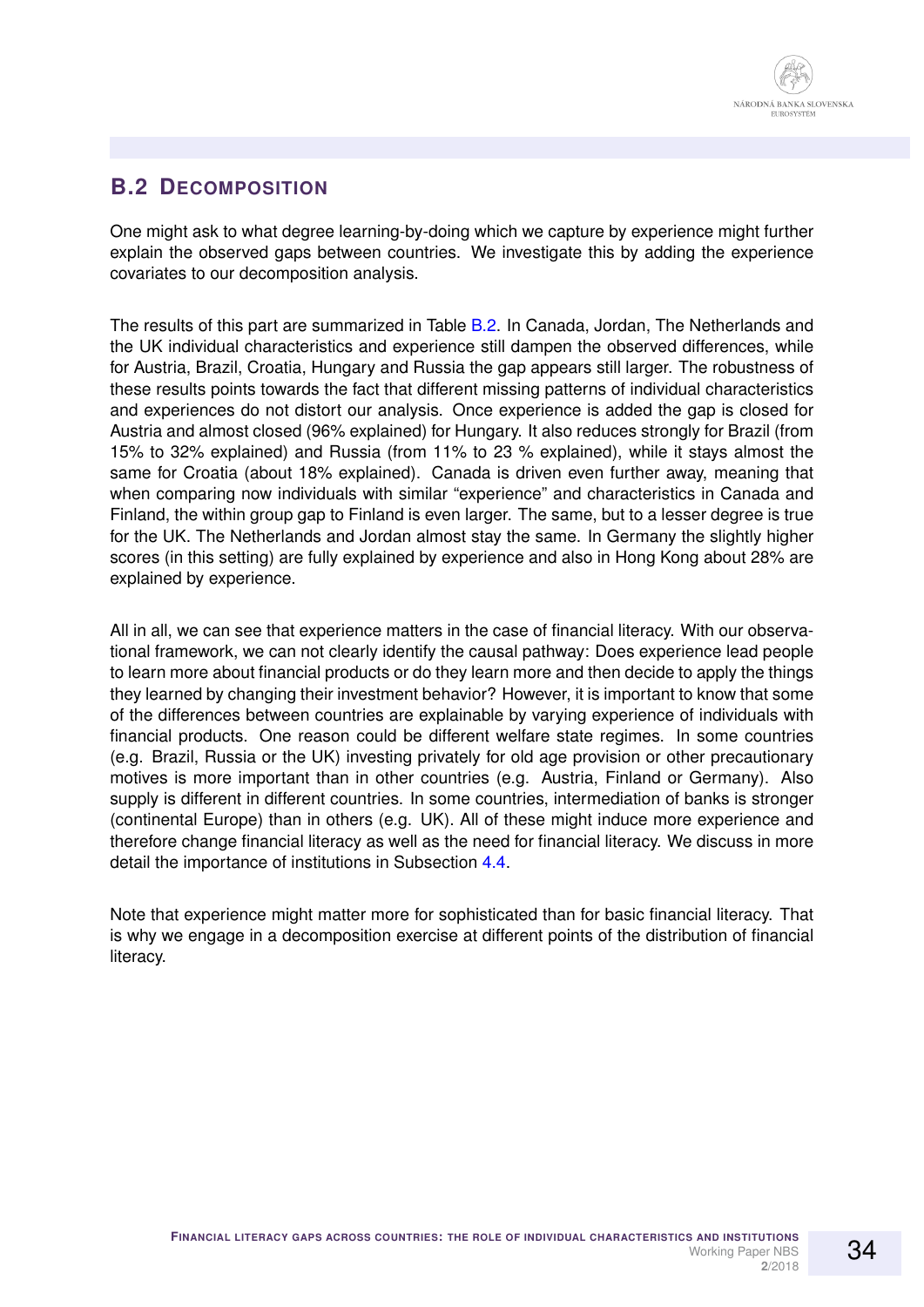## B.2 Decomposition

One might ask to what degree learning-by-doing which we capture by experience might further explain the observed gaps between countries. We investigate this by adding the experience covariates to our decomposition analysis.

The results of this part are summarized in Table B.2. In Canada, Jordan, The Netherlands and the UK individual characteristics and experience still dampen the observed differences, while for Austria, Brazil, Croatia, Hungary and Russia the gap appears still larger. The robustness of these results points towards the fact that different missing patterns of individual characteristics and experiences do not distort our analysis. Once experience is added the gap is closed for Austria and almost closed (96% explained) for Hungary. It also reduces strongly for Brazil (from 15% to 32% explained) and Russia (from 11% to 23 % explained), while it stays almost the same for Croatia (about 18% explained). Canada is driven even further away, meaning that when comparing now individuals with similar "experience" and characteristics in Canada and Finland, the within group gap to Finland is even larger. The same, but to a lesser degree is true for the UK. The Netherlands and Jordan almost stay the same. In Germany the slightly higher scores (in this setting) are fully explained by experience and also in Hong Kong about 28% are explained by experience.

All in all, we can see that experience matters in the case of financial literacy. With our observational framework, we can not clearly identify the causal pathway: Does experience lead people to learn more about financial products or do they learn more and then decide to apply the things they learned by changing their investment behavior? However, it is important to know that some of the differences between countries are explainable by varying experience of individuals with financial products. One reason could be different welfare state regimes. In some countries (e.g. Brazil, Russia or the UK) investing privately for old age provision or other precautionary motives is more important than in other countries (e.g. Austria, Finland or Germany). Also supply is different in different countries. In some countries, intermediation of banks is stronger (continental Europe) than in others (e.g. UK). All of these might induce more experience and therefore change financial literacy as well as the need for financial literacy. We discuss in more detail the importance of institutions in Subsection 4.4.

Note that experience might matter more for sophisticated than for basic financial literacy. That is why we engage in a decomposition exercise at different points of the distribution of financial literacy.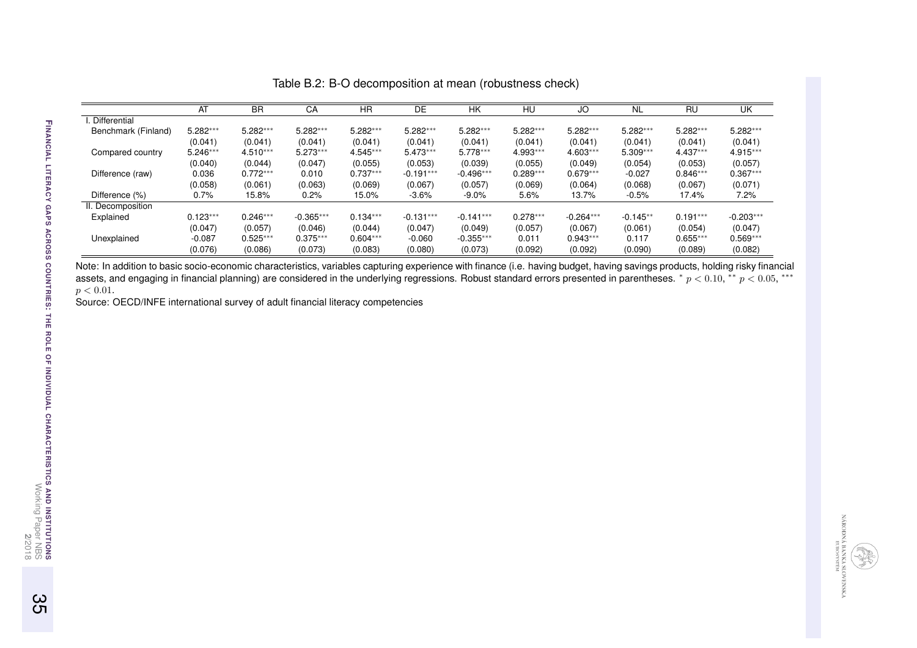Table B.2: B-O decomposition at mean (robustness check)

| | AT | BR | CA | HR | DE | HK | HU | JO | NL | RU | UK |
|---|---|---|---|---|---|---|---|---|---|---|---|
| I. Differential | | | | | | | | | | | |
| Benchmark (Finland) | 5.282*** | 5.282*** | 5.282*** | 5.282*** | 5.282*** | 5.282*** | 5.282*** | 5.282*** | 5.282*** | 5.282*** | 5.282*** |
| | (0.041) | (0.041) | (0.041) | (0.041) | (0.041) | (0.041) | (0.041) | (0.041) | (0.041) | (0.041) | (0.041) |
| Compared country | 5.246*** | 4.510*** | 5.273*** | 4.545*** | 5.473*** | 5.778*** | 4.993*** | 4.603*** | 5.309*** | 4.437*** | 4.915*** |
| | (0.040) | (0.044) | (0.047) | (0.055) | (0.053) | (0.039) | (0.055) | (0.049) | (0.054) | (0.053) | (0.057) |
| Difference (raw) | 0.036 | 0.772*** | 0.010 | 0.737*** | -0.191*** | -0.496*** | 0.289*** | 0.679*** | -0.027 | 0.846*** | 0.367*** |
| | (0.058) | (0.061) | (0.063) | (0.069) | (0.067) | (0.057) | (0.069) | (0.064) | (0.068) | (0.067) | (0.071) |
| Difference (%) | 0.7% | 15.8% | 0.2% | 15.0% | -3.6% | -9.0% | 5.6% | 13.7% | -0.5% | 17.4% | 7.2% |
| II. Decomposition | | | | | | | | | | | |
| Explained | 0.123*** | 0.246*** | -0.365*** | 0.134*** | -0.131*** | -0.141*** | 0.278*** | -0.264*** | -0.145** | 0.191*** | -0.203*** |
| | (0.047) | (0.057) | (0.046) | (0.044) | (0.047) | (0.049) | (0.057) | (0.067) | (0.061) | (0.054) | (0.047) |
| Unexplained | -0.087 | 0.525*** | 0.375*** | 0.604*** | -0.060 | -0.355*** | 0.011 | 0.943*** | 0.117 | 0.655*** | 0.569*** |
| | (0.076) | (0.086) | (0.073) | (0.083) | (0.080) | (0.073) | (0.092) | (0.092) | (0.090) | (0.089) | (0.082) |

Note: In addition to basic socio-economic characteristics, variables capturing experience with finance (i.e. having budget, having savings products, holding risky financial assets, and engaging in financial planning) are considered in the underlying regressions. Robust standard errors presented in parentheses. * $p < 0.10$, ** $p < 0.05$, *** $p < 0.01$.

Source: OECD/INFE international survey of adult financial literacy competencies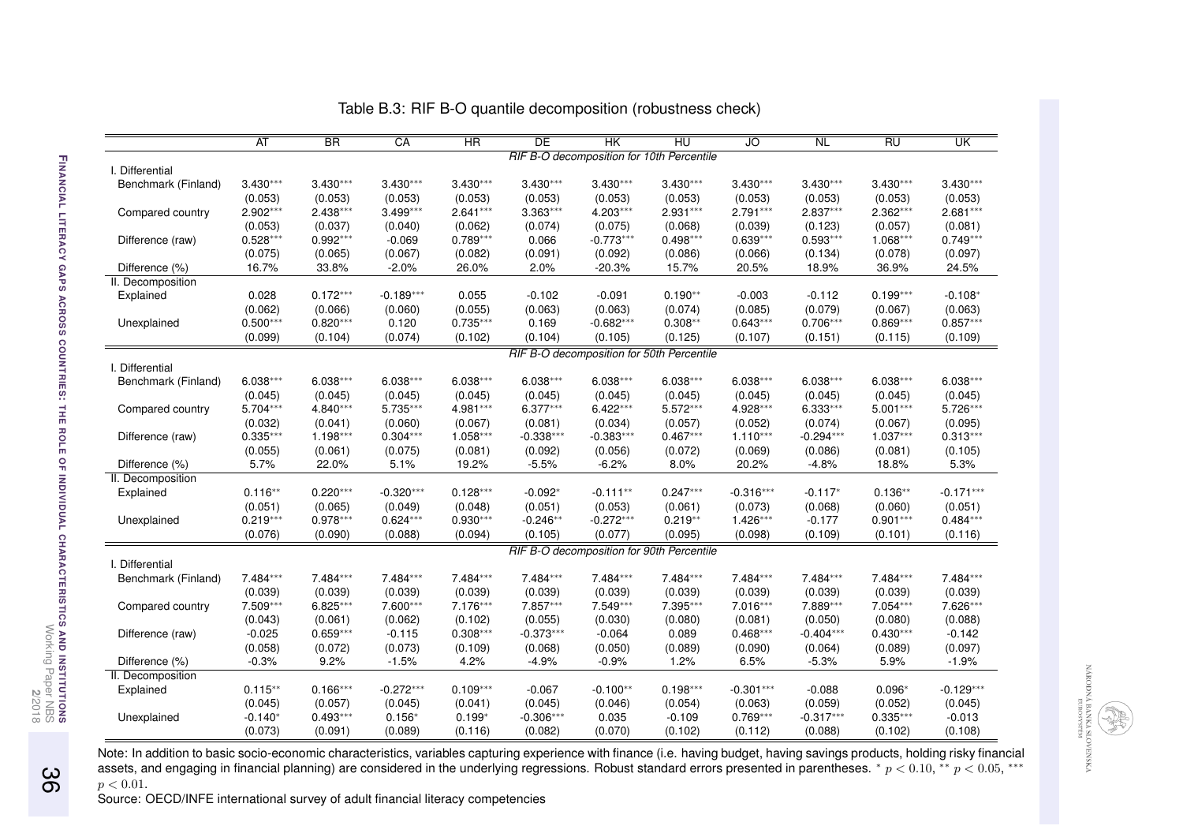Table B.3: RIF B-O quantile decomposition (robustness check)

| | AT | BR | CA | HR | DE | HK | HU | JO | NL | RU | UK |
|---|---|---|---|---|---|---|---|---|---|---|---|
| | *RIF B-O decomposition for 10th Percentile* | | | | | | | | | | |
| I. Differential | | | | | | | | | | | |
| Benchmark (Finland) | 3.430*** | 3.430*** | 3.430*** | 3.430*** | 3.430*** | 3.430*** | 3.430*** | 3.430*** | 3.430*** | 3.430*** | 3.430*** |
| | (0.053) | (0.053) | (0.053) | (0.053) | (0.053) | (0.053) | (0.053) | (0.053) | (0.053) | (0.053) | (0.053) |
| Compared country | 2.902*** | 2.438*** | 3.499*** | 2.641*** | 3.363*** | 4.203*** | 2.931*** | 2.791*** | 2.837*** | 2.362*** | 2.681*** |
| | (0.053) | (0.037) | (0.040) | (0.062) | (0.074) | (0.075) | (0.068) | (0.039) | (0.123) | (0.057) | (0.081) |
| Difference (raw) | 0.528*** | 0.992*** | -0.069 | 0.789*** | 0.066 | -0.773*** | 0.498*** | 0.639*** | 0.593*** | 1.068*** | 0.749*** |
| | (0.075) | (0.065) | (0.067) | (0.082) | (0.091) | (0.092) | (0.086) | (0.066) | (0.134) | (0.078) | (0.097) |
| Difference (%) | 16.7% | 33.8% | -2.0% | 26.0% | 2.0% | -20.3% | 15.7% | 20.5% | 18.9% | 36.9% | 24.5% |
| II. Decomposition | | | | | | | | | | | |
| Explained | 0.028 | 0.172*** | -0.189*** | 0.055 | -0.102 | -0.091 | 0.190** | -0.003 | -0.112 | 0.199*** | -0.108* |
| | (0.062) | (0.066) | (0.060) | (0.055) | (0.063) | (0.063) | (0.074) | (0.085) | (0.079) | (0.067) | (0.063) |
| Unexplained | 0.500*** | 0.820*** | 0.120 | 0.735*** | 0.169 | -0.682*** | 0.308** | 0.643*** | 0.706*** | 0.869*** | 0.857*** |
| | (0.099) | (0.104) | (0.074) | (0.102) | (0.104) | (0.105) | (0.125) | (0.107) | (0.151) | (0.115) | (0.109) |
| | *RIF B-O decomposition for 50th Percentile* | | | | | | | | | | |
| I. Differential | | | | | | | | | | | |
| Benchmark (Finland) | 6.038*** | 6.038*** | 6.038*** | 6.038*** | 6.038*** | 6.038*** | 6.038*** | 6.038*** | 6.038*** | 6.038*** | 6.038*** |
| | (0.045) | (0.045) | (0.045) | (0.045) | (0.045) | (0.045) | (0.045) | (0.045) | (0.045) | (0.045) | (0.045) |
| Compared country | 5.704*** | 4.840*** | 5.735*** | 4.981*** | 6.377*** | 6.422*** | 5.572*** | 4.928*** | 6.333*** | 5.001*** | 5.726*** |
| | (0.032) | (0.041) | (0.060) | (0.067) | (0.081) | (0.034) | (0.057) | (0.052) | (0.074) | (0.067) | (0.095) |
| Difference (raw) | 0.335*** | 1.198*** | 0.304*** | 1.058*** | -0.338*** | -0.383*** | 0.467*** | 1.110*** | -0.294*** | 1.037*** | 0.313*** |
| | (0.055) | (0.061) | (0.075) | (0.081) | (0.092) | (0.056) | (0.072) | (0.069) | (0.086) | (0.081) | (0.105) |
| Difference (%) | 5.7% | 22.0% | 5.1% | 19.2% | -5.5% | -6.2% | 8.0% | 20.2% | -4.8% | 18.8% | 5.3% |
| II. Decomposition | | | | | | | | | | | |
| Explained | 0.116** | 0.220*** | -0.320*** | 0.128*** | -0.092* | -0.111** | 0.247*** | -0.316*** | -0.117* | 0.136** | -0.171*** |
| | (0.051) | (0.065) | (0.049) | (0.048) | (0.051) | (0.053) | (0.061) | (0.073) | (0.068) | (0.060) | (0.051) |
| Unexplained | 0.219*** | 0.978*** | 0.624*** | 0.930*** | -0.246** | -0.272*** | 0.219** | 1.426*** | -0.177 | 0.901*** | 0.484*** |
| | (0.076) | (0.090) | (0.088) | (0.094) | (0.105) | (0.077) | (0.095) | (0.098) | (0.109) | (0.101) | (0.116) |
| | *RIF B-O decomposition for 90th Percentile* | | | | | | | | | | |
| I. Differential | | | | | | | | | | | |
| Benchmark (Finland) | 7.484*** | 7.484*** | 7.484*** | 7.484*** | 7.484*** | 7.484*** | 7.484*** | 7.484*** | 7.484*** | 7.484*** | 7.484*** |
| | (0.039) | (0.039) | (0.039) | (0.039) | (0.039) | (0.039) | (0.039) | (0.039) | (0.039) | (0.039) | (0.039) |
| Compared country | 7.509*** | 6.825*** | 7.600*** | 7.176*** | 7.857*** | 7.549*** | 7.395*** | 7.016*** | 7.889*** | 7.054*** | 7.626*** |
| | (0.043) | (0.061) | (0.062) | (0.102) | (0.055) | (0.030) | (0.080) | (0.081) | (0.050) | (0.080) | (0.088) |
| Difference (raw) | -0.025 | 0.659*** | -0.115 | 0.308*** | -0.373*** | -0.064 | 0.089 | 0.468*** | -0.404*** | 0.430*** | -0.142 |
| | (0.058) | (0.072) | (0.073) | (0.109) | (0.068) | (0.050) | (0.089) | (0.090) | (0.064) | (0.089) | (0.097) |
| Difference (%) | -0.3% | 9.2% | -1.5% | 4.2% | -4.9% | -0.9% | 1.2% | 6.5% | -5.3% | 5.9% | -1.9% |
| II. Decomposition | | | | | | | | | | | |
| Explained | 0.115** | 0.166*** | -0.272*** | 0.109*** | -0.067 | -0.100** | 0.198*** | -0.301*** | -0.088 | 0.096* | -0.129*** |
| | (0.045) | (0.057) | (0.045) | (0.041) | (0.045) | (0.046) | (0.054) | (0.063) | (0.059) | (0.052) | (0.045) |
| Unexplained | -0.140* | 0.493*** | 0.156* | 0.199* | -0.306*** | 0.035 | -0.109 | 0.769*** | -0.317*** | 0.335*** | -0.013 |
| | (0.073) | (0.091) | (0.089) | (0.116) | (0.082) | (0.070) | (0.102) | (0.112) | (0.088) | (0.102) | (0.108) |

Note: In addition to basic socio-economic characteristics, variables capturing experience with finance (i.e. having budget, having savings products, holding risky financial assets, and engaging in financial planning) are considered in the underlying regressions. Robust standard errors presented in parentheses. * $p < 0.10$, ** $p < 0.05$, *** $p < 0.01$.

Source: OECD/INFE international survey of adult financial literacy competencies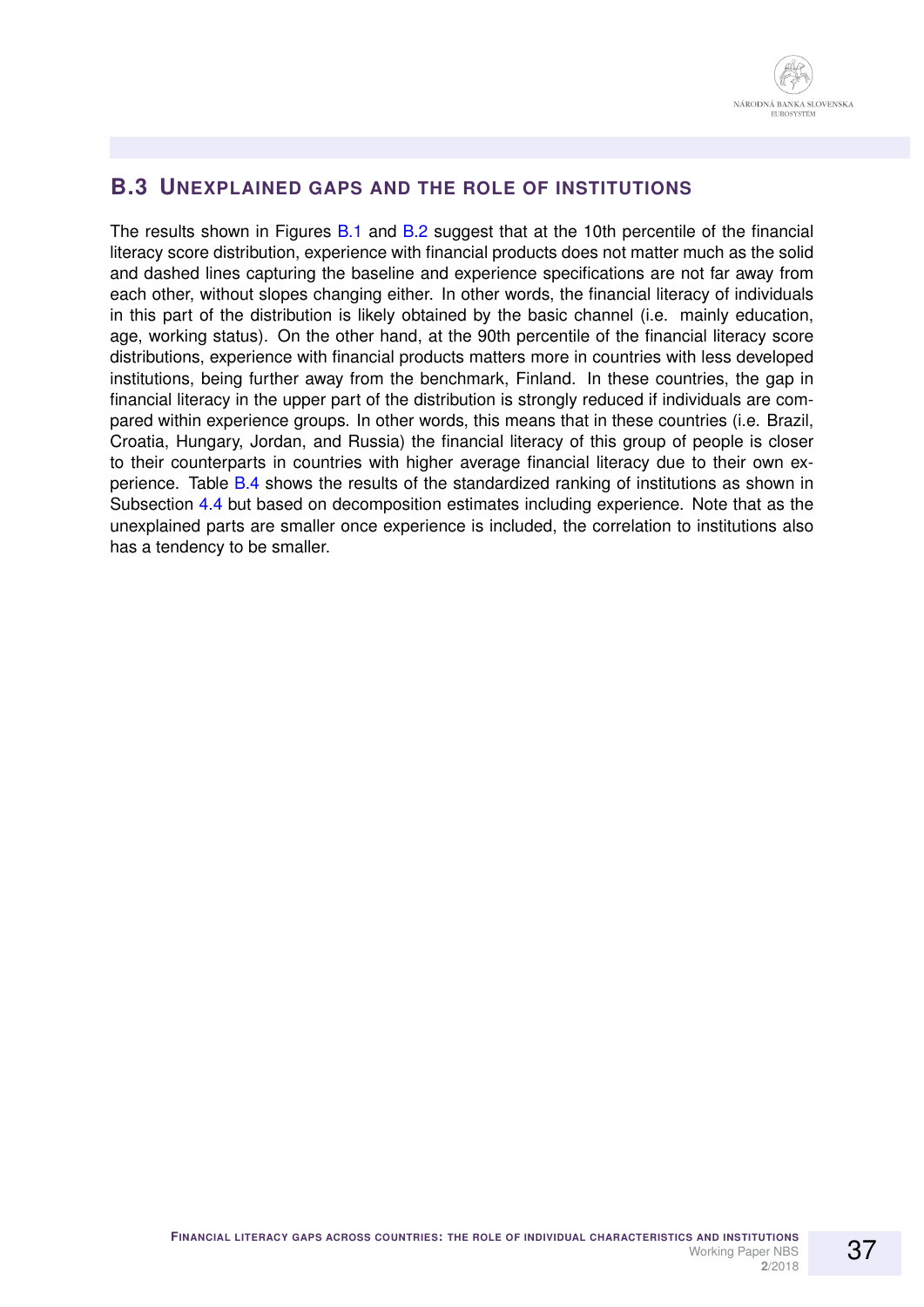## B.3 Unexplained gaps and the role of institutions

The results shown in Figures B.1 and B.2 suggest that at the 10th percentile of the financial literacy score distribution, experience with financial products does not matter much as the solid and dashed lines capturing the baseline and experience specifications are not far away from each other, without slopes changing either. In other words, the financial literacy of individuals in this part of the distribution is likely obtained by the basic channel (i.e. mainly education, age, working status). On the other hand, at the 90th percentile of the financial literacy score distributions, experience with financial products matters more in countries with less developed institutions, being further away from the benchmark, Finland. In these countries, the gap in financial literacy in the upper part of the distribution is strongly reduced if individuals are compared within experience groups. In other words, this means that in these countries (i.e. Brazil, Croatia, Hungary, Jordan, and Russia) the financial literacy of this group of people is closer to their counterparts in countries with higher average financial literacy due to their own experience. Table B.4 shows the results of the standardized ranking of institutions as shown in Subsection 4.4 but based on decomposition estimates including experience. Note that as the unexplained parts are smaller once experience is included, the correlation to institutions also has a tendency to be smaller.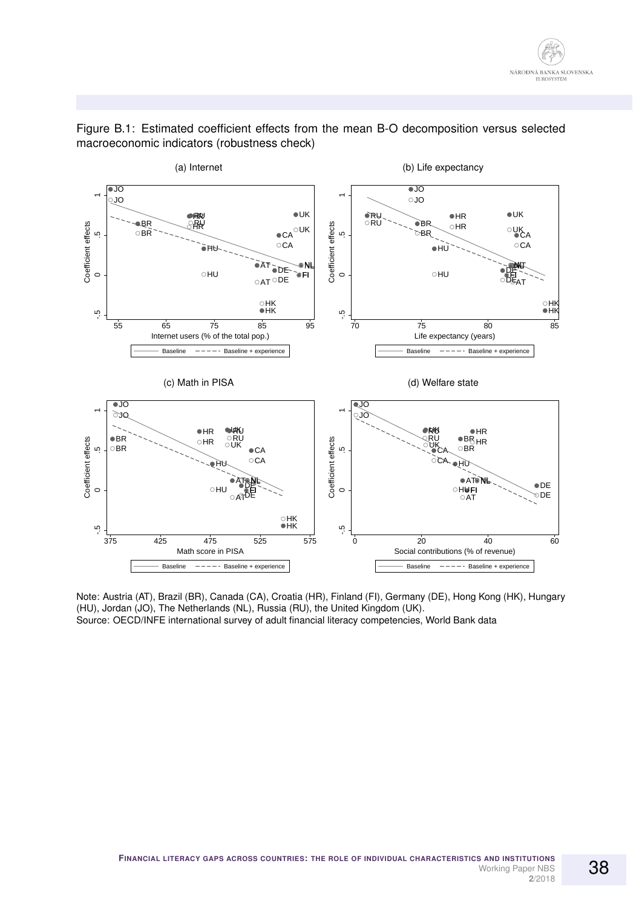Figure B.1: Estimated coefficient effects from the mean B-O decomposition versus selected macroeconomic indicators (robustness check)

Note: Austria (AT), Brazil (BR), Canada (CA), Croatia (HR), Finland (FI), Germany (DE), Hong Kong (HK), Hungary (HU), Jordan (JO), The Netherlands (NL), Russia (RU), the United Kingdom (UK).
Source: OECD/INFE international survey of adult financial literacy competencies, World Bank data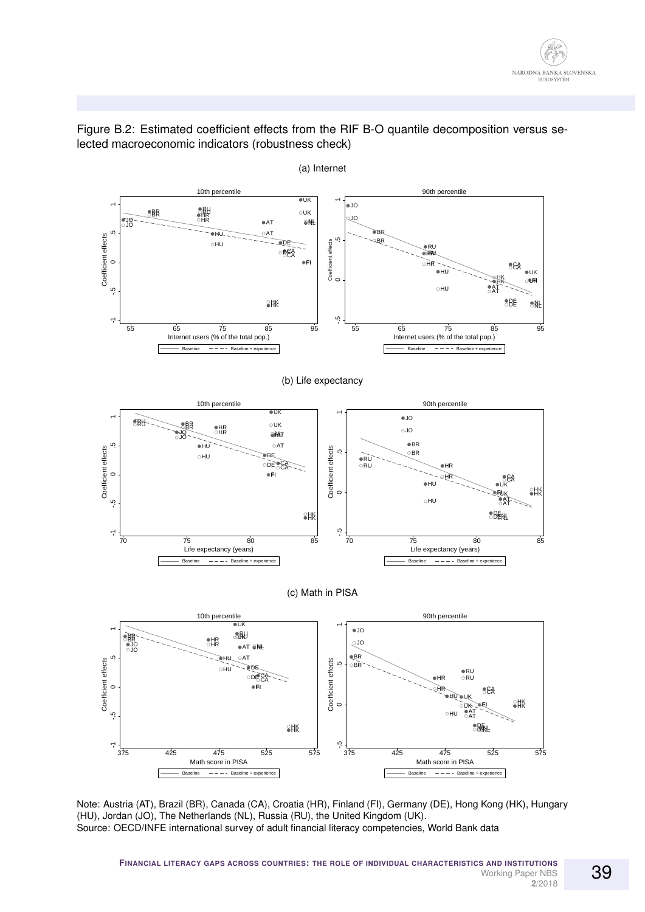Figure B.2: Estimated coefficient effects from the RIF B-O quantile decomposition versus selected macroeconomic indicators (robustness check)

(a) Internet

(b) Life expectancy

(c) Math in PISA

Note: Austria (AT), Brazil (BR), Canada (CA), Croatia (HR), Finland (FI), Germany (DE), Hong Kong (HK), Hungary (HU), Jordan (JO), The Netherlands (NL), Russia (RU), the United Kingdom (UK).
Source: OECD/INFE international survey of adult financial literacy competencies, World Bank data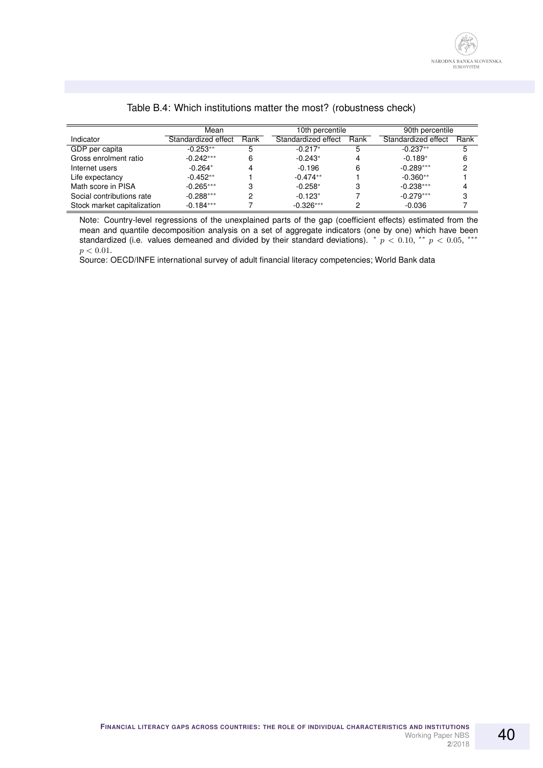Table B.4: Which institutions matter the most? (robustness check)

| | Mean | | 10th percentile | | 90th percentile | |
|---|---|---|---|---|---|---|
| Indicator | Standardized effect | Rank | Standardized effect | Rank | Standardized effect | Rank |
| GDP per capita | -0.253** | 5 | -0.217* | 5 | -0.237** | 5 |
| Gross enrolment ratio | -0.242*** | 6 | -0.243* | 4 | -0.189* | 6 |
| Internet users | -0.264* | 4 | -0.196 | 6 | -0.289*** | 2 |
| Life expectancy | -0.452** | 1 | -0.474** | 1 | -0.360** | 1 |
| Math score in PISA | -0.265*** | 3 | -0.258* | 3 | -0.238*** | 4 |
| Social contributions rate | -0.288*** | 2 | -0.123* | 7 | -0.279*** | 3 |
| Stock market capitalization | -0.184*** | 7 | -0.326*** | 2 | -0.036 | 7 |

Note: Country-level regressions of the unexplained parts of the gap (coefficient effects) estimated from the mean and quantile decomposition analysis on a set of aggregate indicators (one by one) which have been standardized (i.e. values demeaned and divided by their standard deviations). * $p < 0.10$, ** $p < 0.05$, *** $p < 0.01$.

Source: OECD/INFE international survey of adult financial literacy competencies; World Bank data